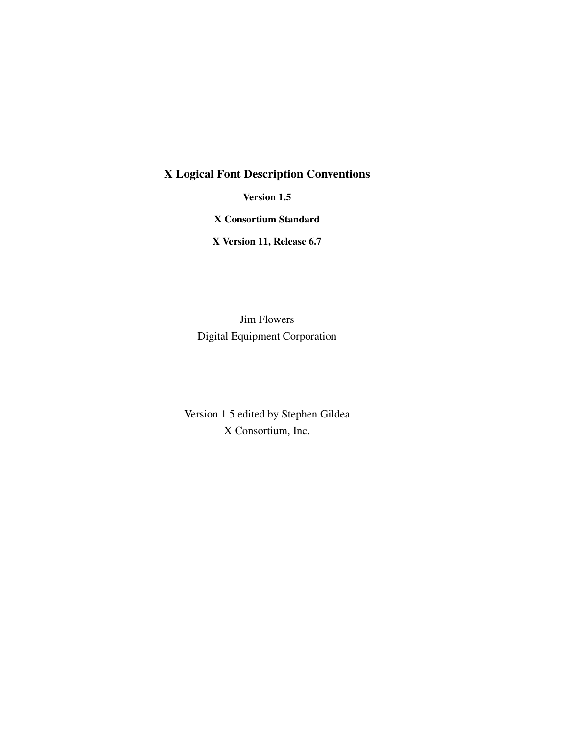# X Logical Font Description Conventions

**Version 1.5**

**X Consortium Standard**

**X Version 11, Release 6.7**

Jim Flowers
Digital Equipment Corporation

Version 1.5 edited by Stephen Gildea
X Consortium, Inc.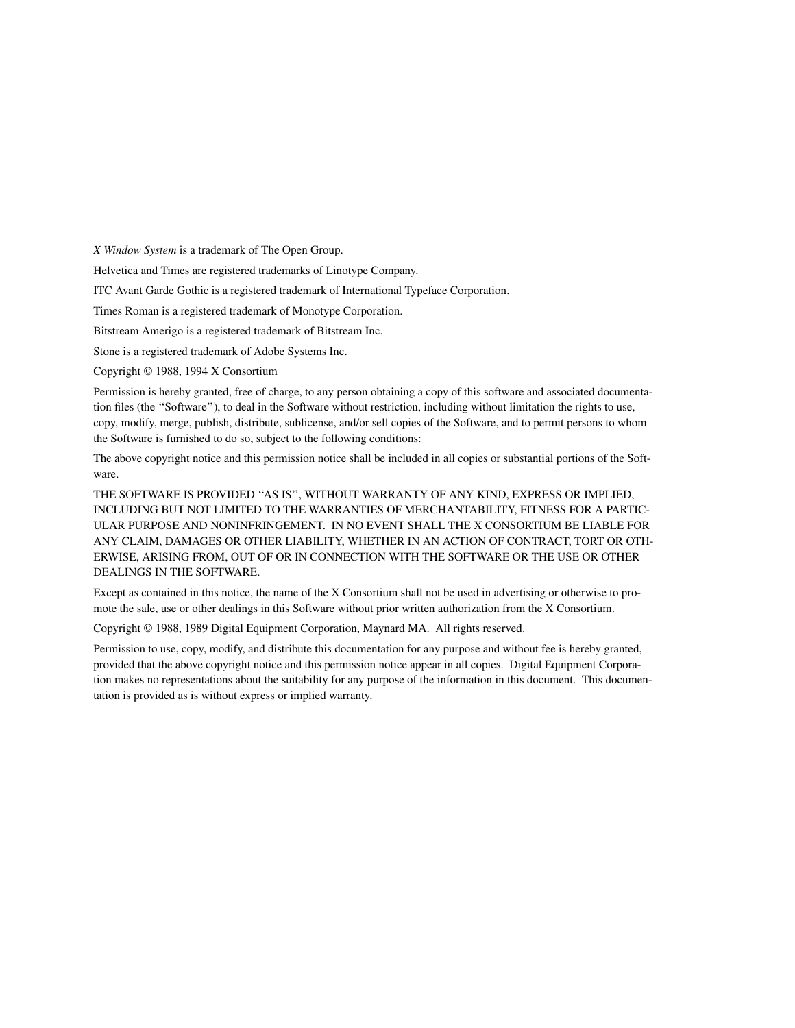*X Window System* is a trademark of The Open Group.

Helvetica and Times are registered trademarks of Linotype Company.

ITC Avant Garde Gothic is a registered trademark of International Typeface Corporation.

Times Roman is a registered trademark of Monotype Corporation.

Bitstream Amerigo is a registered trademark of Bitstream Inc.

Stone is a registered trademark of Adobe Systems Inc.

Copyright © 1988, 1994 X Consortium

Permission is hereby granted, free of charge, to any person obtaining a copy of this software and associated documentation files (the ''Software''), to deal in the Software without restriction, including without limitation the rights to use, copy, modify, merge, publish, distribute, sublicense, and/or sell copies of the Software, and to permit persons to whom the Software is furnished to do so, subject to the following conditions:

The above copyright notice and this permission notice shall be included in all copies or substantial portions of the Software.

THE SOFTWARE IS PROVIDED ''AS IS'', WITHOUT WARRANTY OF ANY KIND, EXPRESS OR IMPLIED, INCLUDING BUT NOT LIMITED TO THE WARRANTIES OF MERCHANTABILITY, FITNESS FOR A PARTICULAR PURPOSE AND NONINFRINGEMENT. IN NO EVENT SHALL THE X CONSORTIUM BE LIABLE FOR ANY CLAIM, DAMAGES OR OTHER LIABILITY, WHETHER IN AN ACTION OF CONTRACT, TORT OR OTHERWISE, ARISING FROM, OUT OF OR IN CONNECTION WITH THE SOFTWARE OR THE USE OR OTHER DEALINGS IN THE SOFTWARE.

Except as contained in this notice, the name of the X Consortium shall not be used in advertising or otherwise to promote the sale, use or other dealings in this Software without prior written authorization from the X Consortium.

Copyright © 1988, 1989 Digital Equipment Corporation, Maynard MA. All rights reserved.

Permission to use, copy, modify, and distribute this documentation for any purpose and without fee is hereby granted, provided that the above copyright notice and this permission notice appear in all copies. Digital Equipment Corporation makes no representations about the suitability for any purpose of the information in this document. This documentation is provided as is without express or implied warranty.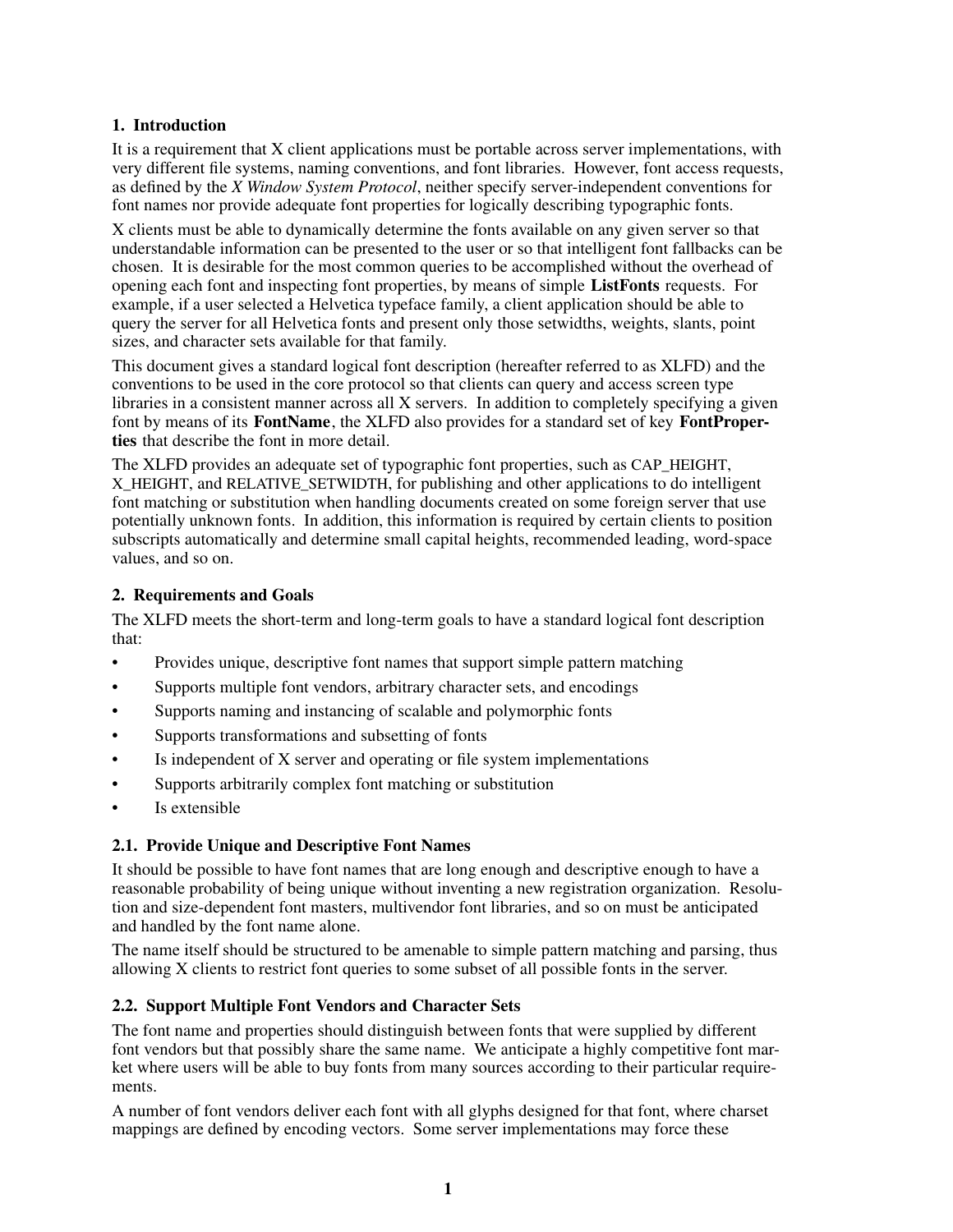## 1. Introduction

It is a requirement that X client applications must be portable across server implementations, with very different file systems, naming conventions, and font libraries. However, font access requests, as defined by the *X Window System Protocol*, neither specify server-independent conventions for font names nor provide adequate font properties for logically describing typographic fonts.

X clients must be able to dynamically determine the fonts available on any given server so that understandable information can be presented to the user or so that intelligent font fallbacks can be chosen. It is desirable for the most common queries to be accomplished without the overhead of opening each font and inspecting font properties, by means of simple **ListFonts** requests. For example, if a user selected a Helvetica typeface family, a client application should be able to query the server for all Helvetica fonts and present only those setwidths, weights, slants, point sizes, and character sets available for that family.

This document gives a standard logical font description (hereafter referred to as XLFD) and the conventions to be used in the core protocol so that clients can query and access screen type libraries in a consistent manner across all X servers. In addition to completely specifying a given font by means of its **FontName**, the XLFD also provides for a standard set of key **FontProperties** that describe the font in more detail.

The XLFD provides an adequate set of typographic font properties, such as CAP_HEIGHT, X_HEIGHT, and RELATIVE_SETWIDTH, for publishing and other applications to do intelligent font matching or substitution when handling documents created on some foreign server that use potentially unknown fonts. In addition, this information is required by certain clients to position subscripts automatically and determine small capital heights, recommended leading, word-space values, and so on.

## 2. Requirements and Goals

The XLFD meets the short-term and long-term goals to have a standard logical font description that:

- Provides unique, descriptive font names that support simple pattern matching
- Supports multiple font vendors, arbitrary character sets, and encodings
- Supports naming and instancing of scalable and polymorphic fonts
- Supports transformations and subsetting of fonts
- Is independent of X server and operating or file system implementations
- Supports arbitrarily complex font matching or substitution
- Is extensible

### 2.1. Provide Unique and Descriptive Font Names

It should be possible to have font names that are long enough and descriptive enough to have a reasonable probability of being unique without inventing a new registration organization. Resolution and size-dependent font masters, multivendor font libraries, and so on must be anticipated and handled by the font name alone.

The name itself should be structured to be amenable to simple pattern matching and parsing, thus allowing X clients to restrict font queries to some subset of all possible fonts in the server.

### 2.2. Support Multiple Font Vendors and Character Sets

The font name and properties should distinguish between fonts that were supplied by different font vendors but that possibly share the same name. We anticipate a highly competitive font market where users will be able to buy fonts from many sources according to their particular requirements.

A number of font vendors deliver each font with all glyphs designed for that font, where charset mappings are defined by encoding vectors. Some server implementations may force these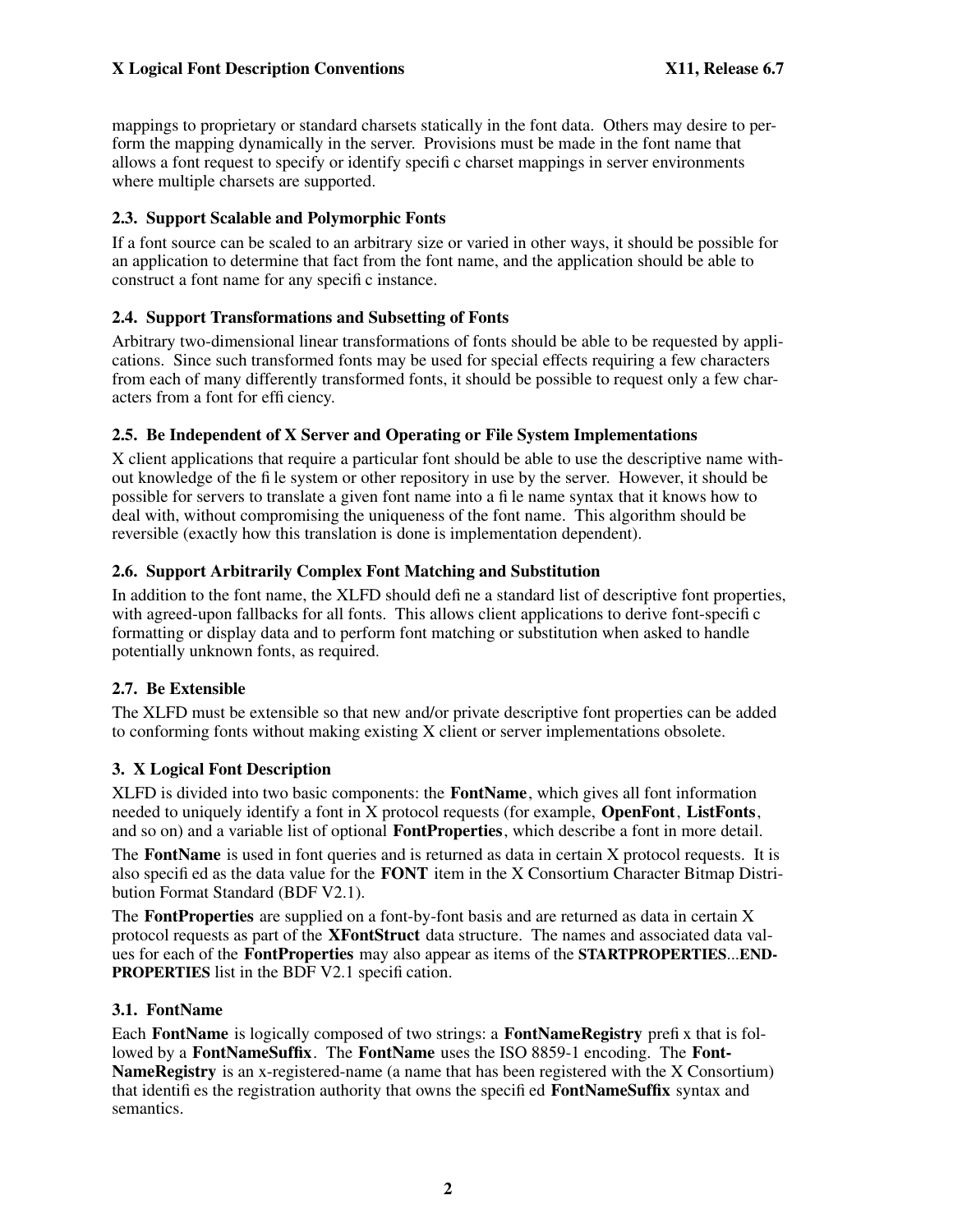mappings to proprietary or standard charsets statically in the font data. Others may desire to perform the mapping dynamically in the server. Provisions must be made in the font name that allows a font request to specify or identify specific charset mappings in server environments where multiple charsets are supported.

### 2.3. Support Scalable and Polymorphic Fonts

If a font source can be scaled to an arbitrary size or varied in other ways, it should be possible for an application to determine that fact from the font name, and the application should be able to construct a font name for any specific instance.

### 2.4. Support Transformations and Subsetting of Fonts

Arbitrary two-dimensional linear transformations of fonts should be able to be requested by applications. Since such transformed fonts may be used for special effects requiring a few characters from each of many differently transformed fonts, it should be possible to request only a few characters from a font for efficiency.

### 2.5. Be Independent of X Server and Operating or File System Implementations

X client applications that require a particular font should be able to use the descriptive name without knowledge of the file system or other repository in use by the server. However, it should be possible for servers to translate a given font name into a file name syntax that it knows how to deal with, without compromising the uniqueness of the font name. This algorithm should be reversible (exactly how this translation is done is implementation dependent).

### 2.6. Support Arbitrarily Complex Font Matching and Substitution

In addition to the font name, the XLFD should define a standard list of descriptive font properties, with agreed-upon fallbacks for all fonts. This allows client applications to derive font-specific formatting or display data and to perform font matching or substitution when asked to handle potentially unknown fonts, as required.

### 2.7. Be Extensible

The XLFD must be extensible so that new and/or private descriptive font properties can be added to conforming fonts without making existing X client or server implementations obsolete.

## 3. X Logical Font Description

XLFD is divided into two basic components: the **FontName**, which gives all font information needed to uniquely identify a font in X protocol requests (for example, **OpenFont**, **ListFonts**, and so on) and a variable list of optional **FontProperties**, which describe a font in more detail.

The **FontName** is used in font queries and is returned as data in certain X protocol requests. It is also specified as the data value for the **FONT** item in the X Consortium Character Bitmap Distribution Format Standard (BDF V2.1).

The **FontProperties** are supplied on a font-by-font basis and are returned as data in certain X protocol requests as part of the **XFontStruct** data structure. The names and associated data values for each of the **FontProperties** may also appear as items of the **STARTPROPERTIES**...**ENDPROPERTIES** list in the BDF V2.1 specification.

### 3.1. FontName

Each **FontName** is logically composed of two strings: a **FontNameRegistry** prefix that is followed by a **FontNameSuffix**. The **FontName** uses the ISO 8859-1 encoding. The **FontNameRegistry** is an x-registered-name (a name that has been registered with the X Consortium) that identifies the registration authority that owns the specified **FontNameSuffix** syntax and semantics.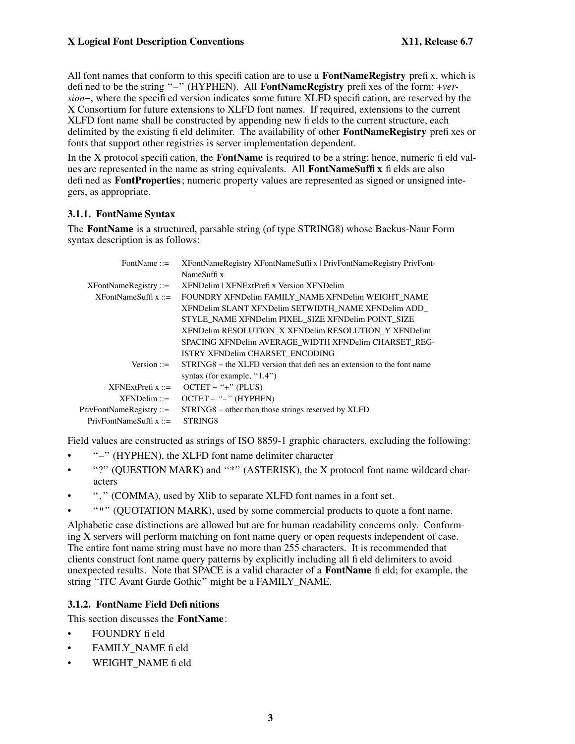All font names that conform to this specification are to use a **FontNameRegistry** prefix, which is defined to be the string ''−'' (HYPHEN). All **FontNameRegistry** prefixes of the form: +*version*−, where the specified version indicates some future XLFD specification, are reserved by the X Consortium for future extensions to XLFD font names. If required, extensions to the current XLFD font name shall be constructed by appending new fields to the current structure, each delimited by the existing field delimiter. The availability of other **FontNameRegistry** prefixes or fonts that support other registries is server implementation dependent.

In the X protocol specification, the **FontName** is required to be a string; hence, numeric field values are represented in the name as string equivalents. All **FontNameSuffix** fields are also defined as **FontProperties**; numeric property values are represented as signed or unsigned integers, as appropriate.

### 3.1.1. FontName Syntax

The **FontName** is a structured, parsable string (of type STRING8) whose Backus-Naur Form syntax description is as follows:

| | |
|---|---|
| FontName ::= | XFontNameRegistry XFontNameSuffix \| PrivFontNameRegistry PrivFontNameSuffix |
| XFontNameRegistry ::= | XFNDelim \| XFNExtPrefix Version XFNDelim |
| XFontNameSuffix ::= | FOUNDRY XFNDelim FAMILY_NAME XFNDelim WEIGHT_NAME XFNDelim SLANT XFNDelim SETWIDTH_NAME XFNDelim ADD_STYLE_NAME XFNDelim PIXEL_SIZE XFNDelim POINT_SIZE XFNDelim RESOLUTION_X XFNDelim RESOLUTION_Y XFNDelim SPACING XFNDelim AVERAGE_WIDTH XFNDelim CHARSET_REGISTRY XFNDelim CHARSET_ENCODING |
| Version ::= | STRING8 – the XLFD version that defines an extension to the font name syntax (for example, ''1.4'') |
| XFNExtPrefix ::= | OCTET – ''+'' (PLUS) |
| XFNDelim ::= | OCTET – ''−'' (HYPHEN) |
| PrivFontNameRegistry ::= | STRING8 – other than those strings reserved by XLFD |
| PrivFontNameSuffix ::= | STRING8 |

Field values are constructed as strings of ISO 8859-1 graphic characters, excluding the following:

- ''−'' (HYPHEN), the XLFD font name delimiter character
- ''?'' (QUESTION MARK) and ''*'' (ASTERISK), the X protocol font name wildcard characters
- '','' (COMMA), used by Xlib to separate XLFD font names in a font set.
- ''"'' (QUOTATION MARK), used by some commercial products to quote a font name.

Alphabetic case distinctions are allowed but are for human readability concerns only. Conforming X servers will perform matching on font name query or open requests independent of case. The entire font name string must have no more than 255 characters. It is recommended that clients construct font name query patterns by explicitly including all field delimiters to avoid unexpected results. Note that SPACE is a valid character of a **FontName** field; for example, the string ''ITC Avant Garde Gothic'' might be a FAMILY_NAME.

### 3.1.2. FontName Field Definitions

This section discusses the **FontName**:

- FOUNDRY field
- FAMILY_NAME field
- WEIGHT_NAME field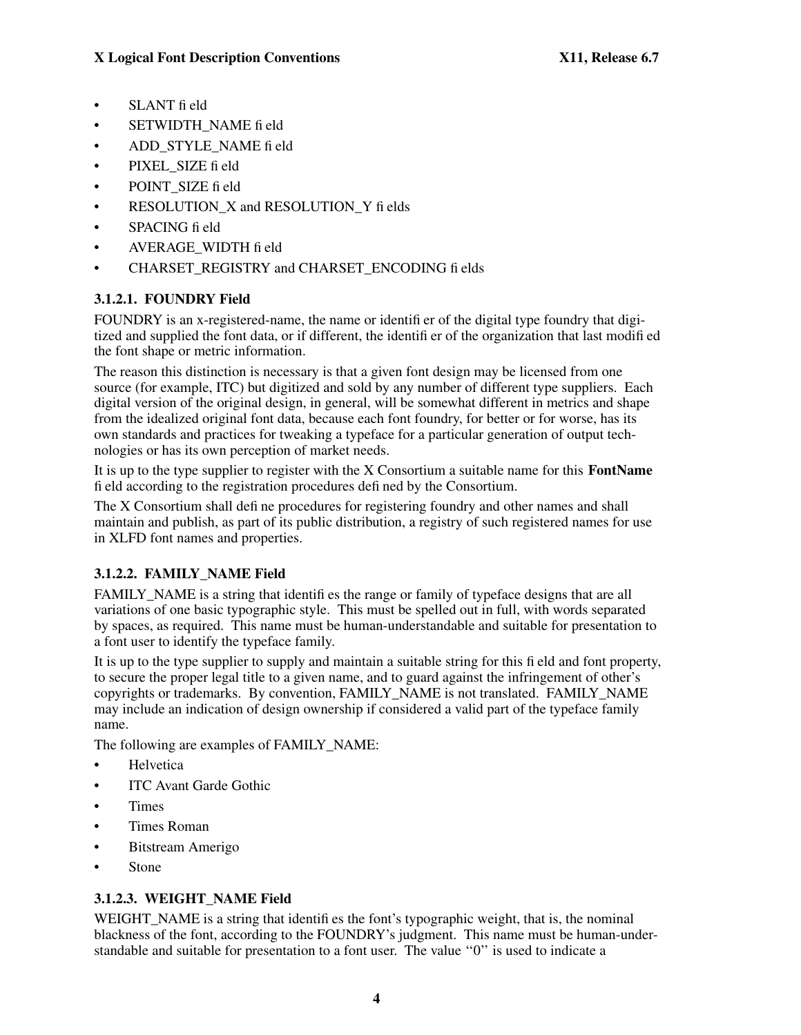- SLANT field
- SETWIDTH_NAME field
- ADD_STYLE_NAME field
- PIXEL_SIZE field
- POINT_SIZE field
- RESOLUTION_X and RESOLUTION_Y fields
- SPACING field
- AVERAGE_WIDTH field
- CHARSET_REGISTRY and CHARSET_ENCODING fields

#### 3.1.2.1. FOUNDRY Field

FOUNDRY is an x-registered-name, the name or identifier of the digital type foundry that digitized and supplied the font data, or if different, the identifier of the organization that last modified the font shape or metric information.

The reason this distinction is necessary is that a given font design may be licensed from one source (for example, ITC) but digitized and sold by any number of different type suppliers. Each digital version of the original design, in general, will be somewhat different in metrics and shape from the idealized original font data, because each font foundry, for better or for worse, has its own standards and practices for tweaking a typeface for a particular generation of output technologies or has its own perception of market needs.

It is up to the type supplier to register with the X Consortium a suitable name for this **FontName** field according to the registration procedures defined by the Consortium.

The X Consortium shall define procedures for registering foundry and other names and shall maintain and publish, as part of its public distribution, a registry of such registered names for use in XLFD font names and properties.

#### 3.1.2.2. FAMILY_NAME Field

FAMILY_NAME is a string that identifies the range or family of typeface designs that are all variations of one basic typographic style. This must be spelled out in full, with words separated by spaces, as required. This name must be human-understandable and suitable for presentation to a font user to identify the typeface family.

It is up to the type supplier to supply and maintain a suitable string for this field and font property, to secure the proper legal title to a given name, and to guard against the infringement of other's copyrights or trademarks. By convention, FAMILY_NAME is not translated. FAMILY_NAME may include an indication of design ownership if considered a valid part of the typeface family name.

The following are examples of FAMILY_NAME:

- Helvetica
- ITC Avant Garde Gothic
- Times
- Times Roman
- Bitstream Amerigo
- Stone

#### 3.1.2.3. WEIGHT_NAME Field

WEIGHT_NAME is a string that identifies the font's typographic weight, that is, the nominal blackness of the font, according to the FOUNDRY's judgment. This name must be human-understandable and suitable for presentation to a font user. The value "0" is used to indicate a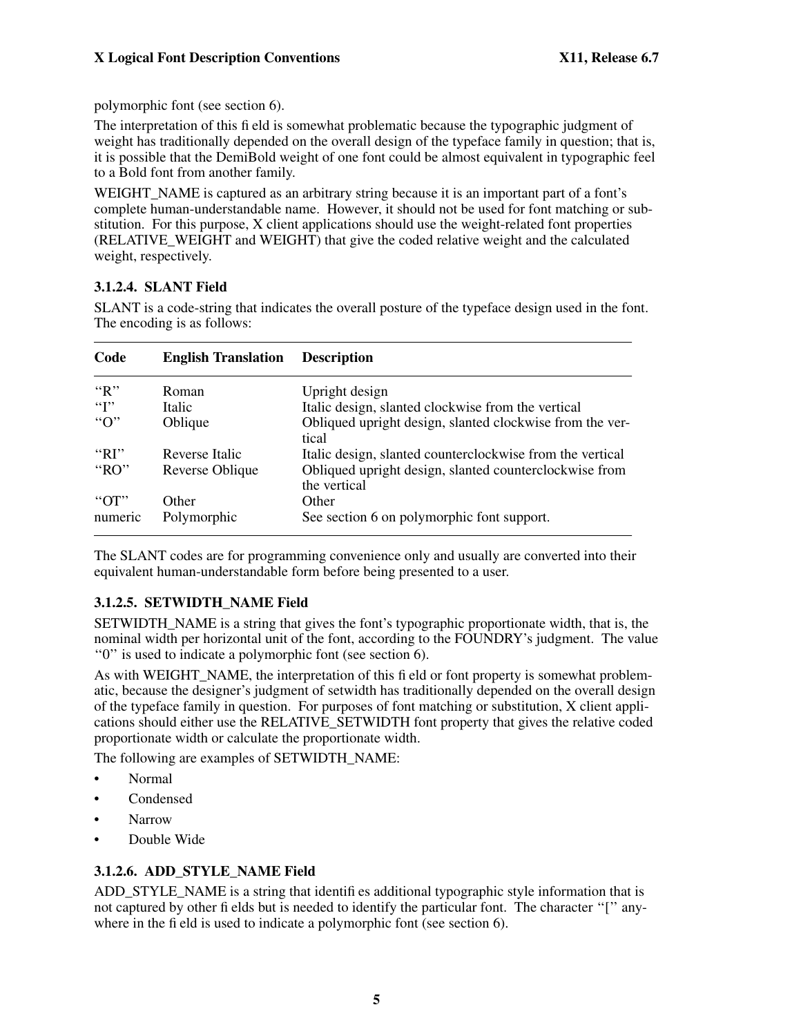polymorphic font (see section 6).

The interpretation of this field is somewhat problematic because the typographic judgment of weight has traditionally depended on the overall design of the typeface family in question; that is, it is possible that the DemiBold weight of one font could be almost equivalent in typographic feel to a Bold font from another family.

WEIGHT_NAME is captured as an arbitrary string because it is an important part of a font's complete human-understandable name. However, it should not be used for font matching or substitution. For this purpose, X client applications should use the weight-related font properties (RELATIVE_WEIGHT and WEIGHT) that give the coded relative weight and the calculated weight, respectively.

#### 3.1.2.4. SLANT Field

SLANT is a code-string that indicates the overall posture of the typeface design used in the font. The encoding is as follows:

| Code | English Translation | Description |
|---|---|---|
| "R" | Roman | Upright design |
| "I" | Italic | Italic design, slanted clockwise from the vertical |
| "O" | Oblique | Obliqued upright design, slanted clockwise from the vertical |
| "RI" | Reverse Italic | Italic design, slanted counterclockwise from the vertical |
| "RO" | Reverse Oblique | Obliqued upright design, slanted counterclockwise from the vertical |
| "OT" | Other | Other |
| numeric | Polymorphic | See section 6 on polymorphic font support. |

The SLANT codes are for programming convenience only and usually are converted into their equivalent human-understandable form before being presented to a user.

#### 3.1.2.5. SETWIDTH_NAME Field

SETWIDTH_NAME is a string that gives the font's typographic proportionate width, that is, the nominal width per horizontal unit of the font, according to the FOUNDRY's judgment. The value "0" is used to indicate a polymorphic font (see section 6).

As with WEIGHT_NAME, the interpretation of this field or font property is somewhat problematic, because the designer's judgment of setwidth has traditionally depended on the overall design of the typeface family in question. For purposes of font matching or substitution, X client applications should either use the RELATIVE_SETWIDTH font property that gives the relative coded proportionate width or calculate the proportionate width.

The following are examples of SETWIDTH_NAME:

- Normal
- Condensed
- Narrow
- Double Wide

#### 3.1.2.6. ADD_STYLE_NAME Field

ADD_STYLE_NAME is a string that identifies additional typographic style information that is not captured by other fields but is needed to identify the particular font. The character "[" anywhere in the field is used to indicate a polymorphic font (see section 6).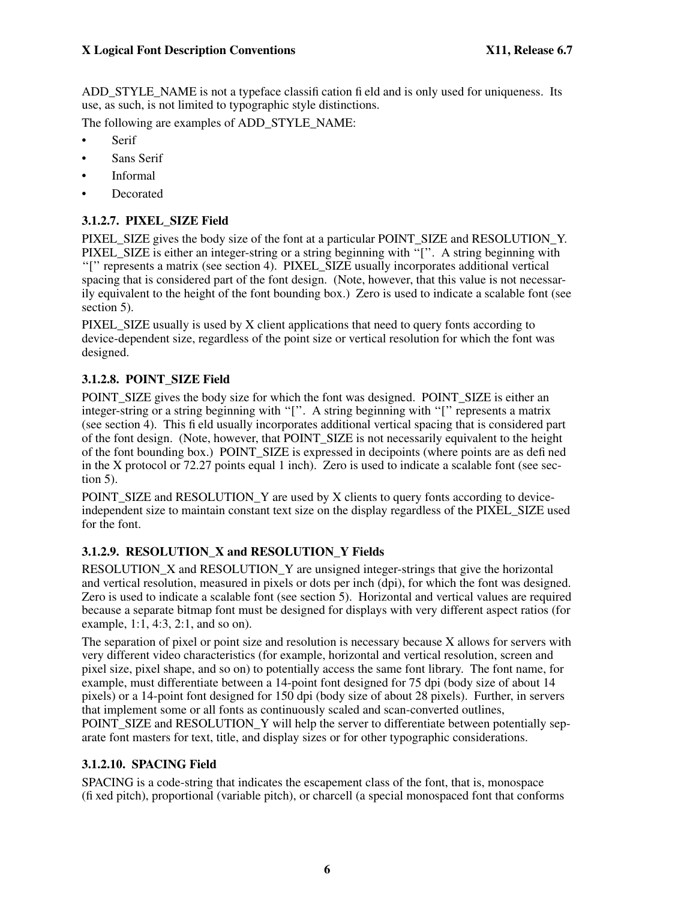ADD_STYLE_NAME is not a typeface classification field and is only used for uniqueness. Its use, as such, is not limited to typographic style distinctions.

The following are examples of ADD_STYLE_NAME:

- Serif
- Sans Serif
- Informal
- Decorated

### 3.1.2.7. PIXEL_SIZE Field

PIXEL_SIZE gives the body size of the font at a particular POINT_SIZE and RESOLUTION_Y. PIXEL_SIZE is either an integer-string or a string beginning with "[". A string beginning with "[" represents a matrix (see section 4). PIXEL_SIZE usually incorporates additional vertical spacing that is considered part of the font design. (Note, however, that this value is not necessarily equivalent to the height of the font bounding box.) Zero is used to indicate a scalable font (see section 5).

PIXEL_SIZE usually is used by X client applications that need to query fonts according to device-dependent size, regardless of the point size or vertical resolution for which the font was designed.

### 3.1.2.8. POINT_SIZE Field

POINT_SIZE gives the body size for which the font was designed. POINT_SIZE is either an integer-string or a string beginning with "[". A string beginning with "[" represents a matrix (see section 4). This field usually incorporates additional vertical spacing that is considered part of the font design. (Note, however, that POINT_SIZE is not necessarily equivalent to the height of the font bounding box.) POINT_SIZE is expressed in decipoints (where points are as defined in the X protocol or 72.27 points equal 1 inch). Zero is used to indicate a scalable font (see section 5).

POINT_SIZE and RESOLUTION_Y are used by X clients to query fonts according to device-independent size to maintain constant text size on the display regardless of the PIXEL_SIZE used for the font.

### 3.1.2.9. RESOLUTION_X and RESOLUTION_Y Fields

RESOLUTION_X and RESOLUTION_Y are unsigned integer-strings that give the horizontal and vertical resolution, measured in pixels or dots per inch (dpi), for which the font was designed. Zero is used to indicate a scalable font (see section 5). Horizontal and vertical values are required because a separate bitmap font must be designed for displays with very different aspect ratios (for example, 1:1, 4:3, 2:1, and so on).

The separation of pixel or point size and resolution is necessary because X allows for servers with very different video characteristics (for example, horizontal and vertical resolution, screen and pixel size, pixel shape, and so on) to potentially access the same font library. The font name, for example, must differentiate between a 14-point font designed for 75 dpi (body size of about 14 pixels) or a 14-point font designed for 150 dpi (body size of about 28 pixels). Further, in servers that implement some or all fonts as continuously scaled and scan-converted outlines, POINT_SIZE and RESOLUTION_Y will help the server to differentiate between potentially separate font masters for text, title, and display sizes or for other typographic considerations.

### 3.1.2.10. SPACING Field

SPACING is a code-string that indicates the escapement class of the font, that is, monospace (fixed pitch), proportional (variable pitch), or charcell (a special monospaced font that conforms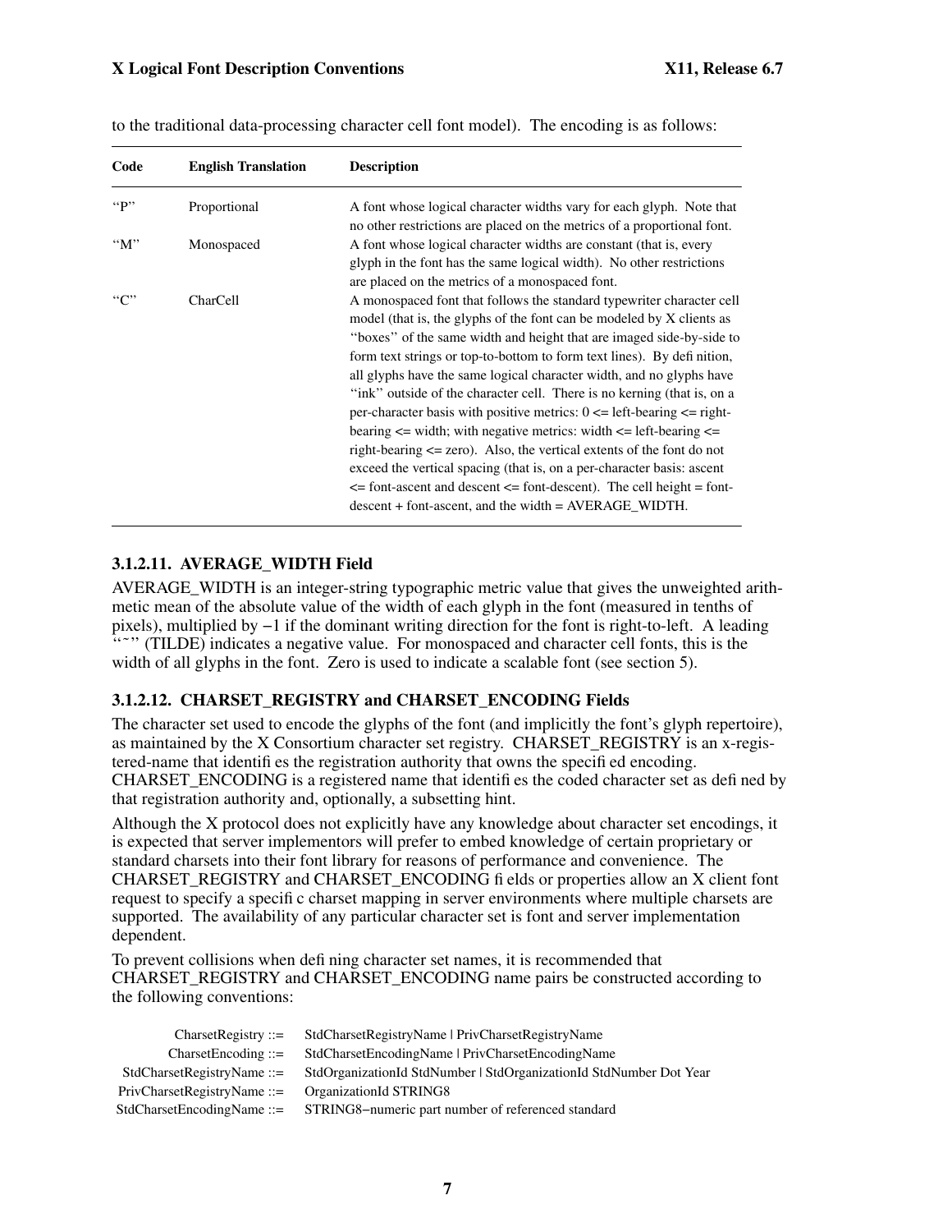to the traditional data-processing character cell font model). The encoding is as follows:

| Code | English Translation | Description |
|---|---|---|
| "P" | Proportional | A font whose logical character widths vary for each glyph. Note that no other restrictions are placed on the metrics of a proportional font. |
| "M" | Monospaced | A font whose logical character widths are constant (that is, every glyph in the font has the same logical width). No other restrictions are placed on the metrics of a monospaced font. |
| "C" | CharCell | A monospaced font that follows the standard typewriter character cell model (that is, the glyphs of the font can be modeled by X clients as "boxes" of the same width and height that are imaged side-by-side to form text strings or top-to-bottom to form text lines). By definition, all glyphs have the same logical character width, and no glyphs have "ink" outside of the character cell. There is no kerning (that is, on a per-character basis with positive metrics: 0 <= left-bearing <= right-bearing <= width; with negative metrics: width <= left-bearing <= right-bearing <= zero). Also, the vertical extents of the font do not exceed the vertical spacing (that is, on a per-character basis: ascent <= font-ascent and descent <= font-descent). The cell height = font-descent + font-ascent, and the width = AVERAGE_WIDTH. |

### 3.1.2.11. AVERAGE_WIDTH Field

AVERAGE_WIDTH is an integer-string typographic metric value that gives the unweighted arithmetic mean of the absolute value of the width of each glyph in the font (measured in tenths of pixels), multiplied by −1 if the dominant writing direction for the font is right-to-left. A leading "~" (TILDE) indicates a negative value. For monospaced and character cell fonts, this is the width of all glyphs in the font. Zero is used to indicate a scalable font (see section 5).

### 3.1.2.12. CHARSET_REGISTRY and CHARSET_ENCODING Fields

The character set used to encode the glyphs of the font (and implicitly the font's glyph repertoire), as maintained by the X Consortium character set registry. CHARSET_REGISTRY is an x-registered-name that identifies the registration authority that owns the specified encoding. CHARSET_ENCODING is a registered name that identifies the coded character set as defined by that registration authority and, optionally, a subsetting hint.

Although the X protocol does not explicitly have any knowledge about character set encodings, it is expected that server implementors will prefer to embed knowledge of certain proprietary or standard charsets into their font library for reasons of performance and convenience. The CHARSET_REGISTRY and CHARSET_ENCODING fields or properties allow an X client font request to specify a specific charset mapping in server environments where multiple charsets are supported. The availability of any particular character set is font and server implementation dependent.

To prevent collisions when defining character set names, it is recommended that CHARSET_REGISTRY and CHARSET_ENCODING name pairs be constructed according to the following conventions:

```
        CharsetRegistry ::=  StdCharsetRegistryName | PrivCharsetRegistryName
        CharsetEncoding ::=  StdCharsetEncodingName | PrivCharsetEncodingName
 StdCharsetRegistryName ::=  StdOrganizationId StdNumber | StdOrganizationId StdNumber Dot Year
PrivCharsetRegistryName ::=  OrganizationId STRING8
 StdCharsetEncodingName ::=  STRING8−numeric part number of referenced standard
```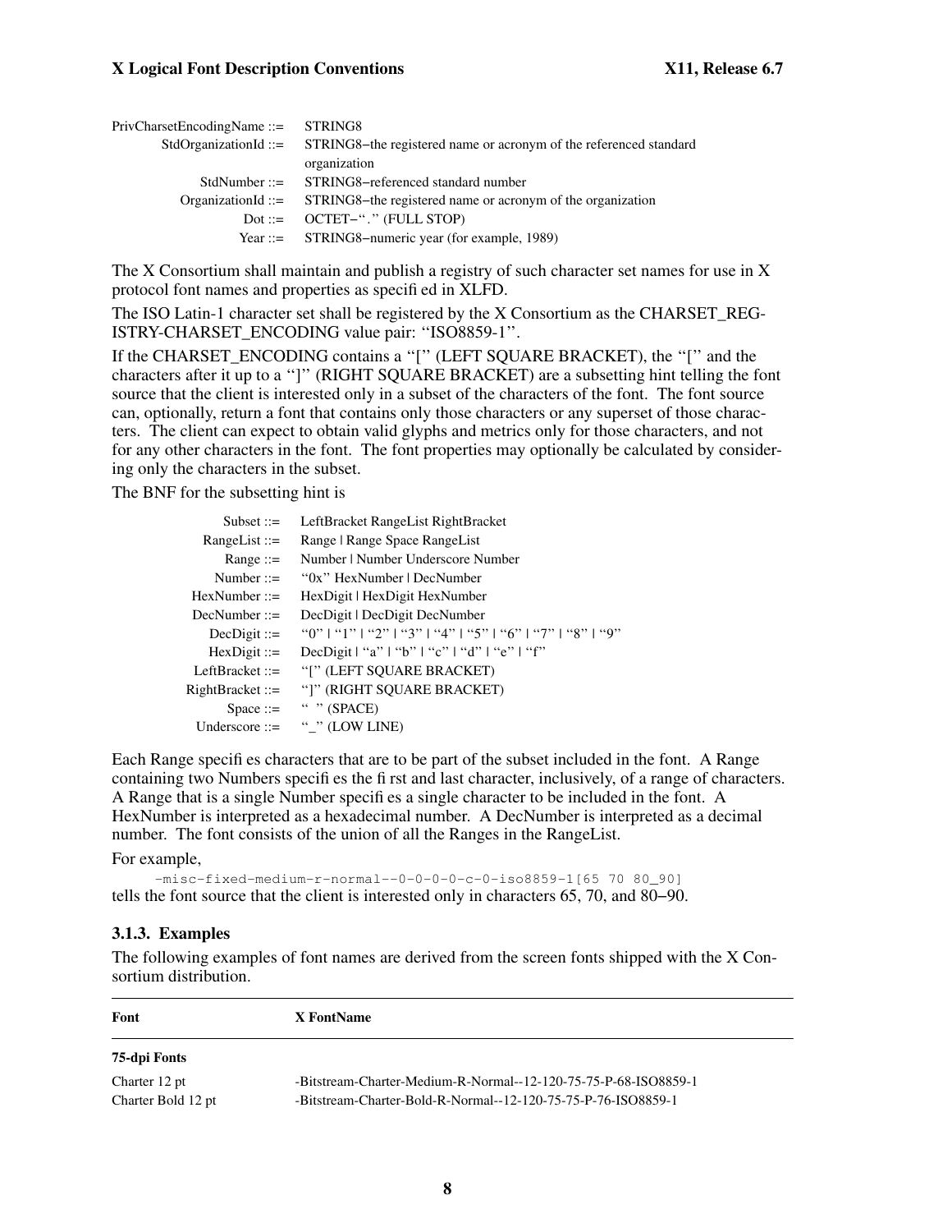| | |
|---|---|
| PrivCharsetEncodingName ::= | STRING8 |
| StdOrganizationId ::= | STRING8−the registered name or acronym of the referenced standard organization |
| StdNumber ::= | STRING8−referenced standard number |
| OrganizationId ::= | STRING8−the registered name or acronym of the organization |
| Dot ::= | OCTET−‘‘.’’ (FULL STOP) |
| Year ::= | STRING8−numeric year (for example, 1989) |

The X Consortium shall maintain and publish a registry of such character set names for use in X protocol font names and properties as specified in XLFD.

The ISO Latin-1 character set shall be registered by the X Consortium as the CHARSET_REGISTRY-CHARSET_ENCODING value pair: ‘‘ISO8859-1’’.

If the CHARSET_ENCODING contains a ‘‘[’’ (LEFT SQUARE BRACKET), the ‘‘[’’ and the characters after it up to a ‘‘]’’ (RIGHT SQUARE BRACKET) are a subsetting hint telling the font source that the client is interested only in a subset of the characters of the font. The font source can, optionally, return a font that contains only those characters or any superset of those characters. The client can expect to obtain valid glyphs and metrics only for those characters, and not for any other characters in the font. The font properties may optionally be calculated by considering only the characters in the subset.

The BNF for the subsetting hint is

| | |
|---|---|
| Subset ::= | LeftBracket RangeList RightBracket |
| RangeList ::= | Range \| Range Space RangeList |
| Range ::= | Number \| Number Underscore Number |
| Number ::= | ‘‘0x’’ HexNumber \| DecNumber |
| HexNumber ::= | HexDigit \| HexDigit HexNumber |
| DecNumber ::= | DecDigit \| DecDigit DecNumber |
| DecDigit ::= | ‘‘0’’ \| ‘‘1’’ \| ‘‘2’’ \| ‘‘3’’ \| ‘‘4’’ \| ‘‘5’’ \| ‘‘6’’ \| ‘‘7’’ \| ‘‘8’’ \| ‘‘9’’ |
| HexDigit ::= | DecDigit \| ‘‘a’’ \| ‘‘b’’ \| ‘‘c’’ \| ‘‘d’’ \| ‘‘e’’ \| ‘‘f’’ |
| LeftBracket ::= | ‘‘[’’ (LEFT SQUARE BRACKET) |
| RightBracket ::= | ‘‘]’’ (RIGHT SQUARE BRACKET) |
| Space ::= | ‘‘ ’’ (SPACE) |
| Underscore ::= | ‘‘_’’ (LOW LINE) |

Each Range specifies characters that are to be part of the subset included in the font. A Range containing two Numbers specifies the first and last character, inclusively, of a range of characters. A Range that is a single Number specifies a single character to be included in the font. A HexNumber is interpreted as a hexadecimal number. A DecNumber is interpreted as a decimal number. The font consists of the union of all the Ranges in the RangeList.

For example,

```
-misc-fixed-medium-r-normal--0-0-0-0-c-0-iso8859-1[65 70 80_90]
```

tells the font source that the client is interested only in characters 65, 70, and 80−90.

### 3.1.3. Examples

The following examples of font names are derived from the screen fonts shipped with the X Consortium distribution.

| Font | X FontName |
|---|---|
| **75-dpi Fonts** | |
| Charter 12 pt | -Bitstream-Charter-Medium-R-Normal--12-120-75-75-P-68-ISO8859-1 |
| Charter Bold 12 pt | -Bitstream-Charter-Bold-R-Normal--12-120-75-75-P-76-ISO8859-1 |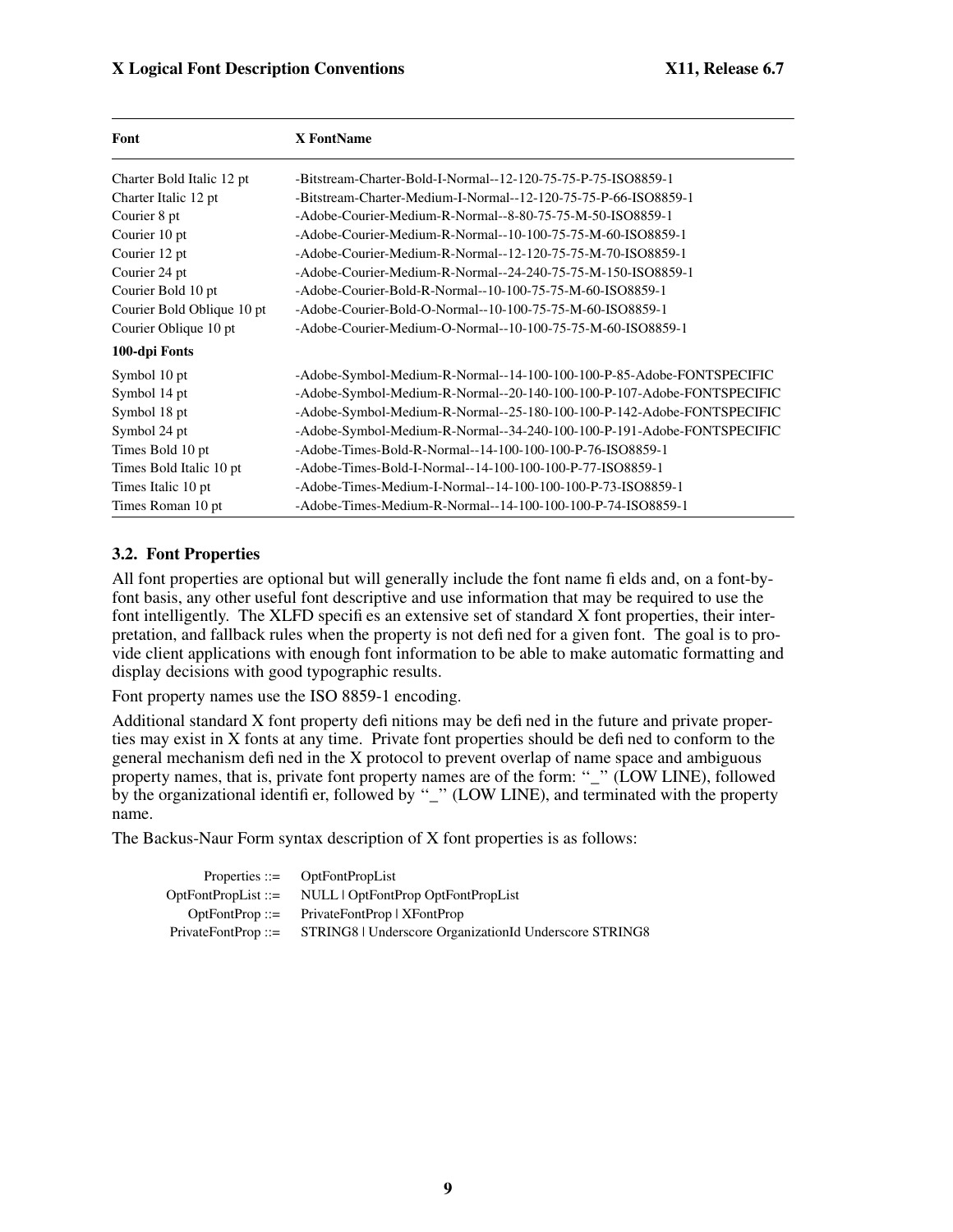| Font | X FontName |
| --- | --- |
| Charter Bold Italic 12 pt | -Bitstream-Charter-Bold-I-Normal--12-120-75-75-P-75-ISO8859-1 |
| Charter Italic 12 pt | -Bitstream-Charter-Medium-I-Normal--12-120-75-75-P-66-ISO8859-1 |
| Courier 8 pt | -Adobe-Courier-Medium-R-Normal--8-80-75-75-M-50-ISO8859-1 |
| Courier 10 pt | -Adobe-Courier-Medium-R-Normal--10-100-75-75-M-60-ISO8859-1 |
| Courier 12 pt | -Adobe-Courier-Medium-R-Normal--12-120-75-75-M-70-ISO8859-1 |
| Courier 24 pt | -Adobe-Courier-Medium-R-Normal--24-240-75-75-M-150-ISO8859-1 |
| Courier Bold 10 pt | -Adobe-Courier-Bold-R-Normal--10-100-75-75-M-60-ISO8859-1 |
| Courier Bold Oblique 10 pt | -Adobe-Courier-Bold-O-Normal--10-100-75-75-M-60-ISO8859-1 |
| Courier Oblique 10 pt | -Adobe-Courier-Medium-O-Normal--10-100-75-75-M-60-ISO8859-1 |
| **100-dpi Fonts** | |
| Symbol 10 pt | -Adobe-Symbol-Medium-R-Normal--14-100-100-100-P-85-Adobe-FONTSPECIFIC |
| Symbol 14 pt | -Adobe-Symbol-Medium-R-Normal--20-140-100-100-P-107-Adobe-FONTSPECIFIC |
| Symbol 18 pt | -Adobe-Symbol-Medium-R-Normal--25-180-100-100-P-142-Adobe-FONTSPECIFIC |
| Symbol 24 pt | -Adobe-Symbol-Medium-R-Normal--34-240-100-100-P-191-Adobe-FONTSPECIFIC |
| Times Bold 10 pt | -Adobe-Times-Bold-R-Normal--14-100-100-100-P-76-ISO8859-1 |
| Times Bold Italic 10 pt | -Adobe-Times-Bold-I-Normal--14-100-100-100-P-77-ISO8859-1 |
| Times Italic 10 pt | -Adobe-Times-Medium-I-Normal--14-100-100-100-P-73-ISO8859-1 |
| Times Roman 10 pt | -Adobe-Times-Medium-R-Normal--14-100-100-100-P-74-ISO8859-1 |

### 3.2. Font Properties

All font properties are optional but will generally include the font name fields and, on a font-by-font basis, any other useful font descriptive and use information that may be required to use the font intelligently. The XLFD specifies an extensive set of standard X font properties, their interpretation, and fallback rules when the property is not defined for a given font. The goal is to provide client applications with enough font information to be able to make automatic formatting and display decisions with good typographic results.

Font property names use the ISO 8859-1 encoding.

Additional standard X font property definitions may be defined in the future and private properties may exist in X fonts at any time. Private font properties should be defined to conform to the general mechanism defined in the X protocol to prevent overlap of name space and ambiguous property names, that is, private font property names are of the form: ‘‘_’’ (LOW LINE), followed by the organizational identifier, followed by ‘‘_’’ (LOW LINE), and terminated with the property name.

The Backus-Naur Form syntax description of X font properties is as follows:

```
Properties ::=       OptFontPropList
OptFontPropList ::=  NULL | OptFontProp OptFontPropList
OptFontProp ::=      PrivateFontProp | XFontProp
PrivateFontProp ::=  STRING8 | Underscore OrganizationId Underscore STRING8
```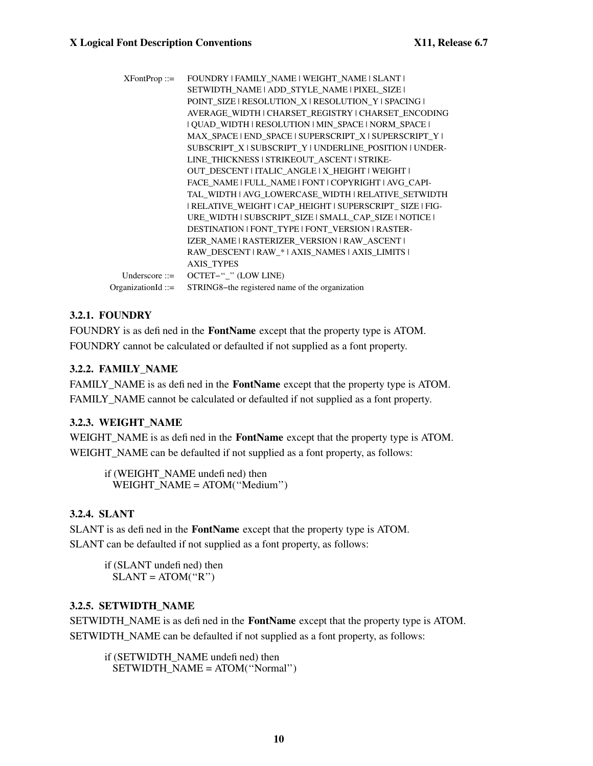```
XFontProp ::=      FOUNDRY | FAMILY_NAME | WEIGHT_NAME | SLANT |
                   SETWIDTH_NAME | ADD_STYLE_NAME | PIXEL_SIZE |
                   POINT_SIZE | RESOLUTION_X | RESOLUTION_Y | SPACING |
                   AVERAGE_WIDTH | CHARSET_REGISTRY | CHARSET_ENCODING
                   | QUAD_WIDTH | RESOLUTION | MIN_SPACE | NORM_SPACE |
                   MAX_SPACE | END_SPACE | SUPERSCRIPT_X | SUPERSCRIPT_Y |
                   SUBSCRIPT_X | SUBSCRIPT_Y | UNDERLINE_POSITION | UNDER-
                   LINE_THICKNESS | STRIKEOUT_ASCENT | STRIKE-
                   OUT_DESCENT | ITALIC_ANGLE | X_HEIGHT | WEIGHT |
                   FACE_NAME | FULL_NAME | FONT | COPYRIGHT | AVG_CAPI-
                   TAL_WIDTH | AVG_LOWERCASE_WIDTH | RELATIVE_SETWIDTH
                   | RELATIVE_WEIGHT | CAP_HEIGHT | SUPERSCRIPT_ SIZE | FIG-
                   URE_WIDTH | SUBSCRIPT_SIZE | SMALL_CAP_SIZE | NOTICE |
                   DESTINATION | FONT_TYPE | FONT_VERSION | RASTER-
                   IZER_NAME | RASTERIZER_VERSION | RAW_ASCENT |
                   RAW_DESCENT | RAW_* | AXIS_NAMES | AXIS_LIMITS |
                   AXIS_TYPES
Underscore ::=     OCTET−"_" (LOW LINE)
OrganizationId ::= STRING8−the registered name of the organization
```

### 3.2.1. FOUNDRY

FOUNDRY is as defined in the **FontName** except that the property type is ATOM.

FOUNDRY cannot be calculated or defaulted if not supplied as a font property.

### 3.2.2. FAMILY_NAME

FAMILY_NAME is as defined in the **FontName** except that the property type is ATOM.

FAMILY_NAME cannot be calculated or defaulted if not supplied as a font property.

### 3.2.3. WEIGHT_NAME

WEIGHT_NAME is as defined in the **FontName** except that the property type is ATOM.

WEIGHT_NAME can be defaulted if not supplied as a font property, as follows:

```
if (WEIGHT_NAME undefined) then
  WEIGHT_NAME = ATOM("Medium")
```

### 3.2.4. SLANT

SLANT is as defined in the **FontName** except that the property type is ATOM.

SLANT can be defaulted if not supplied as a font property, as follows:

```
if (SLANT undefined) then
  SLANT = ATOM("R")
```

### 3.2.5. SETWIDTH_NAME

SETWIDTH_NAME is as defined in the **FontName** except that the property type is ATOM.

SETWIDTH_NAME can be defaulted if not supplied as a font property, as follows:

```
if (SETWIDTH_NAME undefined) then
  SETWIDTH_NAME = ATOM("Normal")
```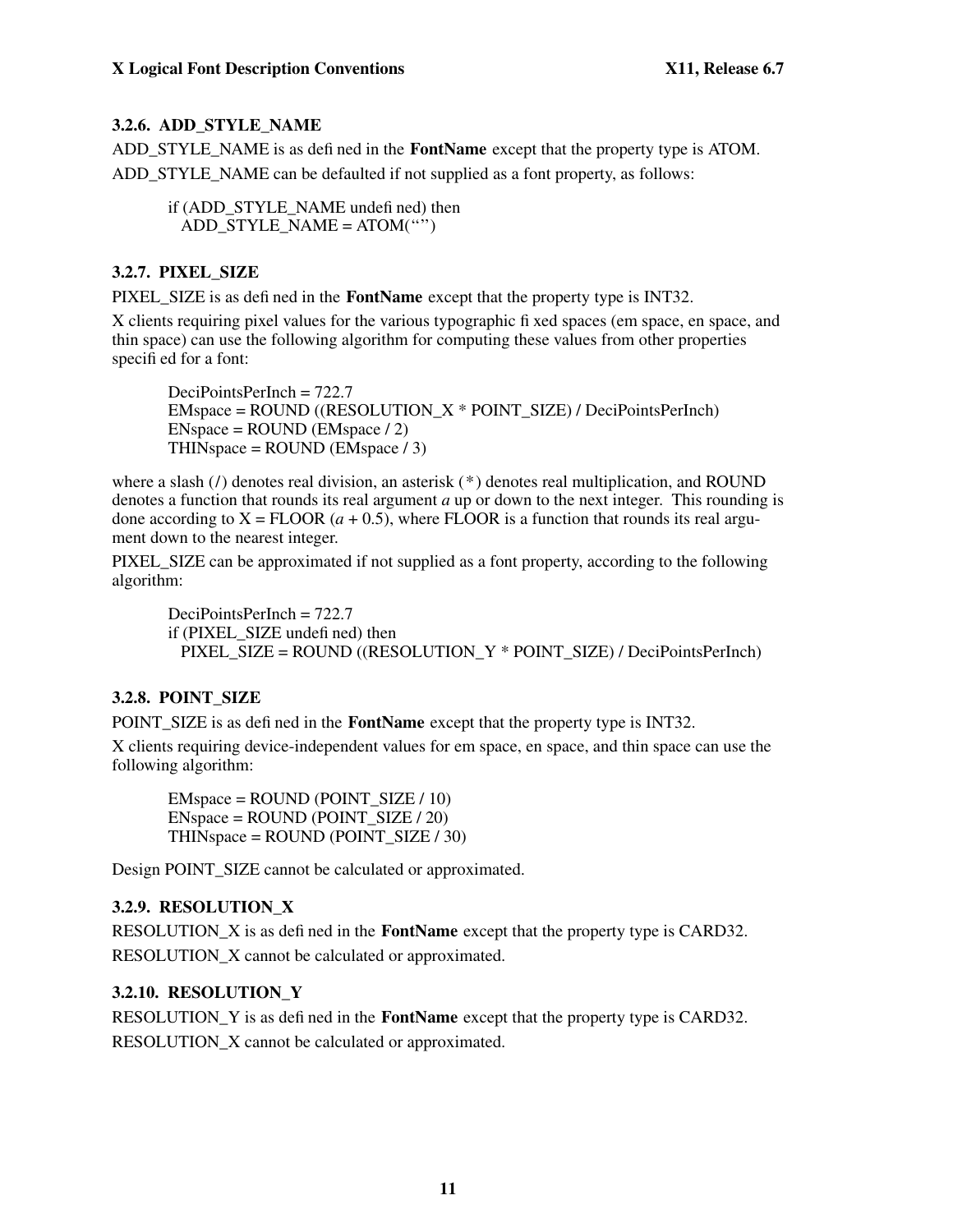### 3.2.6. ADD_STYLE_NAME

ADD_STYLE_NAME is as defined in the **FontName** except that the property type is ATOM.

ADD_STYLE_NAME can be defaulted if not supplied as a font property, as follows:

```
if (ADD_STYLE_NAME undefined) then
   ADD_STYLE_NAME = ATOM("")
```

### 3.2.7. PIXEL_SIZE

PIXEL_SIZE is as defined in the **FontName** except that the property type is INT32.

X clients requiring pixel values for the various typographic fixed spaces (em space, en space, and thin space) can use the following algorithm for computing these values from other properties specified for a font:

```
DeciPointsPerInch = 722.7
EMspace = ROUND ((RESOLUTION_X * POINT_SIZE) / DeciPointsPerInch)
ENspace = ROUND (EMspace / 2)
THINspace = ROUND (EMspace / 3)
```

where a slash (/) denotes real division, an asterisk (*) denotes real multiplication, and ROUND denotes a function that rounds its real argument *a* up or down to the next integer. This rounding is done according to X = FLOOR (*a* + 0.5), where FLOOR is a function that rounds its real argument down to the nearest integer.

PIXEL_SIZE can be approximated if not supplied as a font property, according to the following algorithm:

```
DeciPointsPerInch = 722.7
if (PIXEL_SIZE undefined) then
   PIXEL_SIZE = ROUND ((RESOLUTION_Y * POINT_SIZE) / DeciPointsPerInch)
```

### 3.2.8. POINT_SIZE

POINT_SIZE is as defined in the **FontName** except that the property type is INT32.

X clients requiring device-independent values for em space, en space, and thin space can use the following algorithm:

```
EMspace = ROUND (POINT_SIZE / 10)
ENspace = ROUND (POINT_SIZE / 20)
THINspace = ROUND (POINT_SIZE / 30)
```

Design POINT_SIZE cannot be calculated or approximated.

### 3.2.9. RESOLUTION_X

RESOLUTION_X is as defined in the **FontName** except that the property type is CARD32.

RESOLUTION_X cannot be calculated or approximated.

### 3.2.10. RESOLUTION_Y

RESOLUTION_Y is as defined in the **FontName** except that the property type is CARD32.

RESOLUTION_X cannot be calculated or approximated.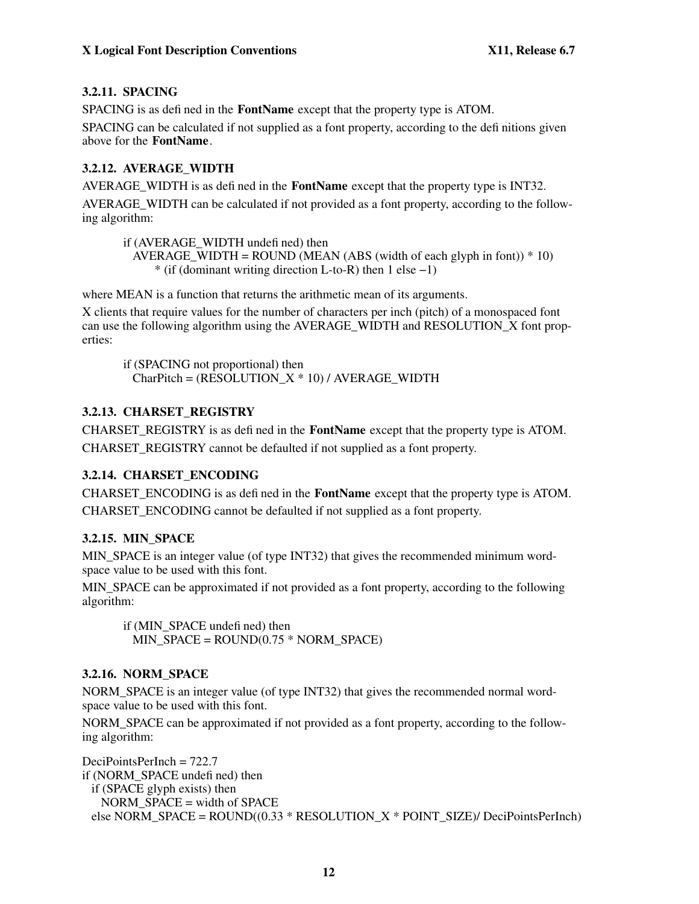### 3.2.11. SPACING

SPACING is as defined in the **FontName** except that the property type is ATOM.

SPACING can be calculated if not supplied as a font property, according to the definitions given above for the **FontName**.

### 3.2.12. AVERAGE_WIDTH

AVERAGE_WIDTH is as defined in the **FontName** except that the property type is INT32.

AVERAGE_WIDTH can be calculated if not provided as a font property, according to the following algorithm:

```
if (AVERAGE_WIDTH undefined) then
  AVERAGE_WIDTH = ROUND (MEAN (ABS (width of each glyph in font)) * 10)
      * (if (dominant writing direction L-to-R) then 1 else −1)
```

where MEAN is a function that returns the arithmetic mean of its arguments.

X clients that require values for the number of characters per inch (pitch) of a monospaced font can use the following algorithm using the AVERAGE_WIDTH and RESOLUTION_X font properties:

```
if (SPACING not proportional) then
  CharPitch = (RESOLUTION_X * 10) / AVERAGE_WIDTH
```

### 3.2.13. CHARSET_REGISTRY

CHARSET_REGISTRY is as defined in the **FontName** except that the property type is ATOM.

CHARSET_REGISTRY cannot be defaulted if not supplied as a font property.

### 3.2.14. CHARSET_ENCODING

CHARSET_ENCODING is as defined in the **FontName** except that the property type is ATOM.

CHARSET_ENCODING cannot be defaulted if not supplied as a font property.

### 3.2.15. MIN_SPACE

MIN_SPACE is an integer value (of type INT32) that gives the recommended minimum word-space value to be used with this font.

MIN_SPACE can be approximated if not provided as a font property, according to the following algorithm:

```
if (MIN_SPACE undefined) then
  MIN_SPACE = ROUND(0.75 * NORM_SPACE)
```

### 3.2.16. NORM_SPACE

NORM_SPACE is an integer value (of type INT32) that gives the recommended normal word-space value to be used with this font.

NORM_SPACE can be approximated if not provided as a font property, according to the following algorithm:

```
DeciPointsPerInch = 722.7
if (NORM_SPACE undefined) then
  if (SPACE glyph exists) then
    NORM_SPACE = width of SPACE
  else NORM_SPACE = ROUND((0.33 * RESOLUTION_X * POINT_SIZE)/ DeciPointsPerInch)
```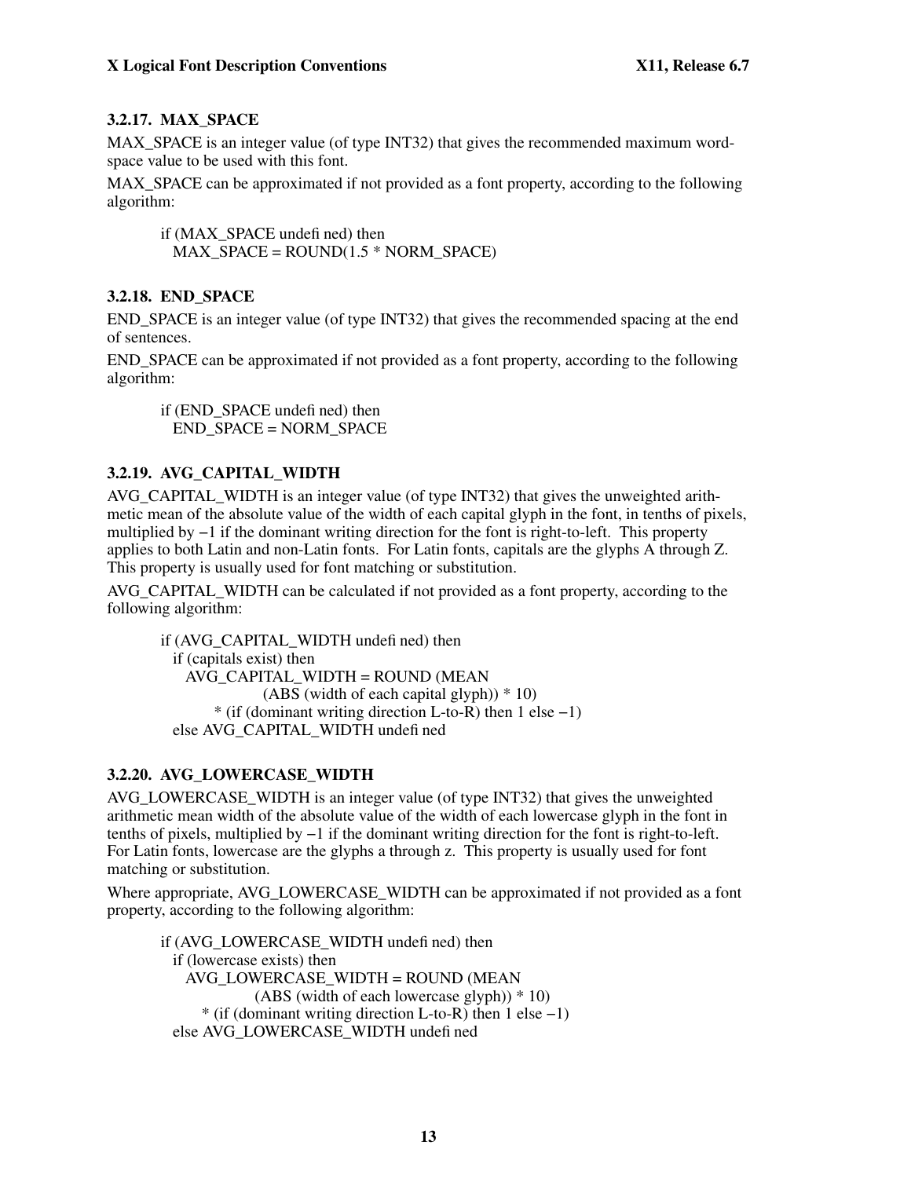### 3.2.17. MAX_SPACE

MAX_SPACE is an integer value (of type INT32) that gives the recommended maximum word-space value to be used with this font.

MAX_SPACE can be approximated if not provided as a font property, according to the following algorithm:

```
if (MAX_SPACE undefined) then
  MAX_SPACE = ROUND(1.5 * NORM_SPACE)
```

### 3.2.18. END_SPACE

END_SPACE is an integer value (of type INT32) that gives the recommended spacing at the end of sentences.

END_SPACE can be approximated if not provided as a font property, according to the following algorithm:

```
if (END_SPACE undefined) then
  END_SPACE = NORM_SPACE
```

### 3.2.19. AVG_CAPITAL_WIDTH

AVG_CAPITAL_WIDTH is an integer value (of type INT32) that gives the unweighted arithmetic mean of the absolute value of the width of each capital glyph in the font, in tenths of pixels, multiplied by −1 if the dominant writing direction for the font is right-to-left. This property applies to both Latin and non-Latin fonts. For Latin fonts, capitals are the glyphs A through Z. This property is usually used for font matching or substitution.

AVG_CAPITAL_WIDTH can be calculated if not provided as a font property, according to the following algorithm:

```
if (AVG_CAPITAL_WIDTH undefined) then
  if (capitals exist) then
    AVG_CAPITAL_WIDTH = ROUND (MEAN
               (ABS (width of each capital glyph)) * 10)
         * (if (dominant writing direction L-to-R) then 1 else −1)
  else AVG_CAPITAL_WIDTH undefined
```

### 3.2.20. AVG_LOWERCASE_WIDTH

AVG_LOWERCASE_WIDTH is an integer value (of type INT32) that gives the unweighted arithmetic mean width of the absolute value of the width of each lowercase glyph in the font in tenths of pixels, multiplied by −1 if the dominant writing direction for the font is right-to-left. For Latin fonts, lowercase are the glyphs a through z. This property is usually used for font matching or substitution.

Where appropriate, AVG_LOWERCASE_WIDTH can be approximated if not provided as a font property, according to the following algorithm:

```
if (AVG_LOWERCASE_WIDTH undefined) then
  if (lowercase exists) then
    AVG_LOWERCASE_WIDTH = ROUND (MEAN
               (ABS (width of each lowercase glyph)) * 10)
       * (if (dominant writing direction L-to-R) then 1 else −1)
  else AVG_LOWERCASE_WIDTH undefined
```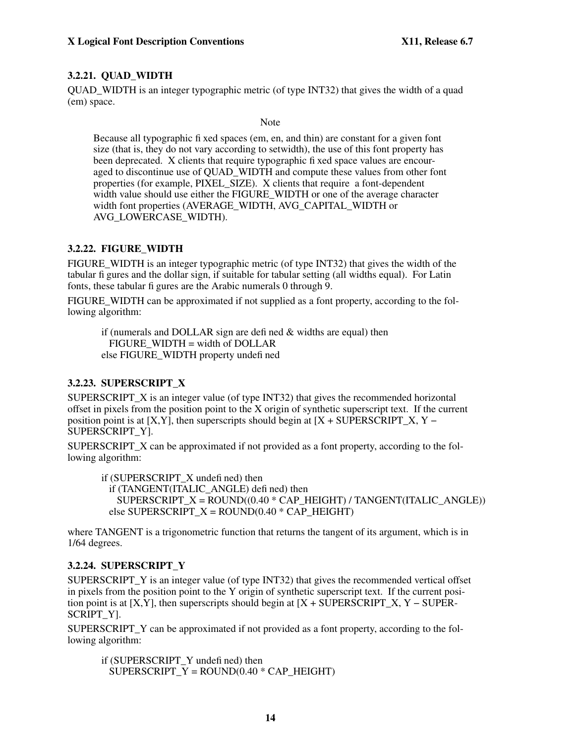### 3.2.21. QUAD_WIDTH

QUAD_WIDTH is an integer typographic metric (of type INT32) that gives the width of a quad (em) space.

Note

> Because all typographic fixed spaces (em, en, and thin) are constant for a given font size (that is, they do not vary according to setwidth), the use of this font property has been deprecated. X clients that require typographic fixed space values are encouraged to discontinue use of QUAD_WIDTH and compute these values from other font properties (for example, PIXEL_SIZE). X clients that require a font-dependent width value should use either the FIGURE_WIDTH or one of the average character width font properties (AVERAGE_WIDTH, AVG_CAPITAL_WIDTH or AVG_LOWERCASE_WIDTH).

### 3.2.22. FIGURE_WIDTH

FIGURE_WIDTH is an integer typographic metric (of type INT32) that gives the width of the tabular figures and the dollar sign, if suitable for tabular setting (all widths equal). For Latin fonts, these tabular figures are the Arabic numerals 0 through 9.

FIGURE_WIDTH can be approximated if not supplied as a font property, according to the following algorithm:

```
if (numerals and DOLLAR sign are defined & widths are equal) then
  FIGURE_WIDTH = width of DOLLAR
else FIGURE_WIDTH property undefined
```

### 3.2.23. SUPERSCRIPT_X

SUPERSCRIPT_X is an integer value (of type INT32) that gives the recommended horizontal offset in pixels from the position point to the X origin of synthetic superscript text. If the current position point is at [X,Y], then superscripts should begin at [X + SUPERSCRIPT_X, Y − SUPERSCRIPT_Y].

SUPERSCRIPT_X can be approximated if not provided as a font property, according to the following algorithm:

```
if (SUPERSCRIPT_X undefined) then
  if (TANGENT(ITALIC_ANGLE) defined) then
    SUPERSCRIPT_X = ROUND((0.40 * CAP_HEIGHT) / TANGENT(ITALIC_ANGLE))
  else SUPERSCRIPT_X = ROUND(0.40 * CAP_HEIGHT)
```

where TANGENT is a trigonometric function that returns the tangent of its argument, which is in 1/64 degrees.

### 3.2.24. SUPERSCRIPT_Y

SUPERSCRIPT_Y is an integer value (of type INT32) that gives the recommended vertical offset in pixels from the position point to the Y origin of synthetic superscript text. If the current position point is at [X,Y], then superscripts should begin at [X + SUPERSCRIPT_X, Y − SUPERSCRIPT_Y].

SUPERSCRIPT_Y can be approximated if not provided as a font property, according to the following algorithm:

```
if (SUPERSCRIPT_Y undefined) then
  SUPERSCRIPT_Y = ROUND(0.40 * CAP_HEIGHT)
```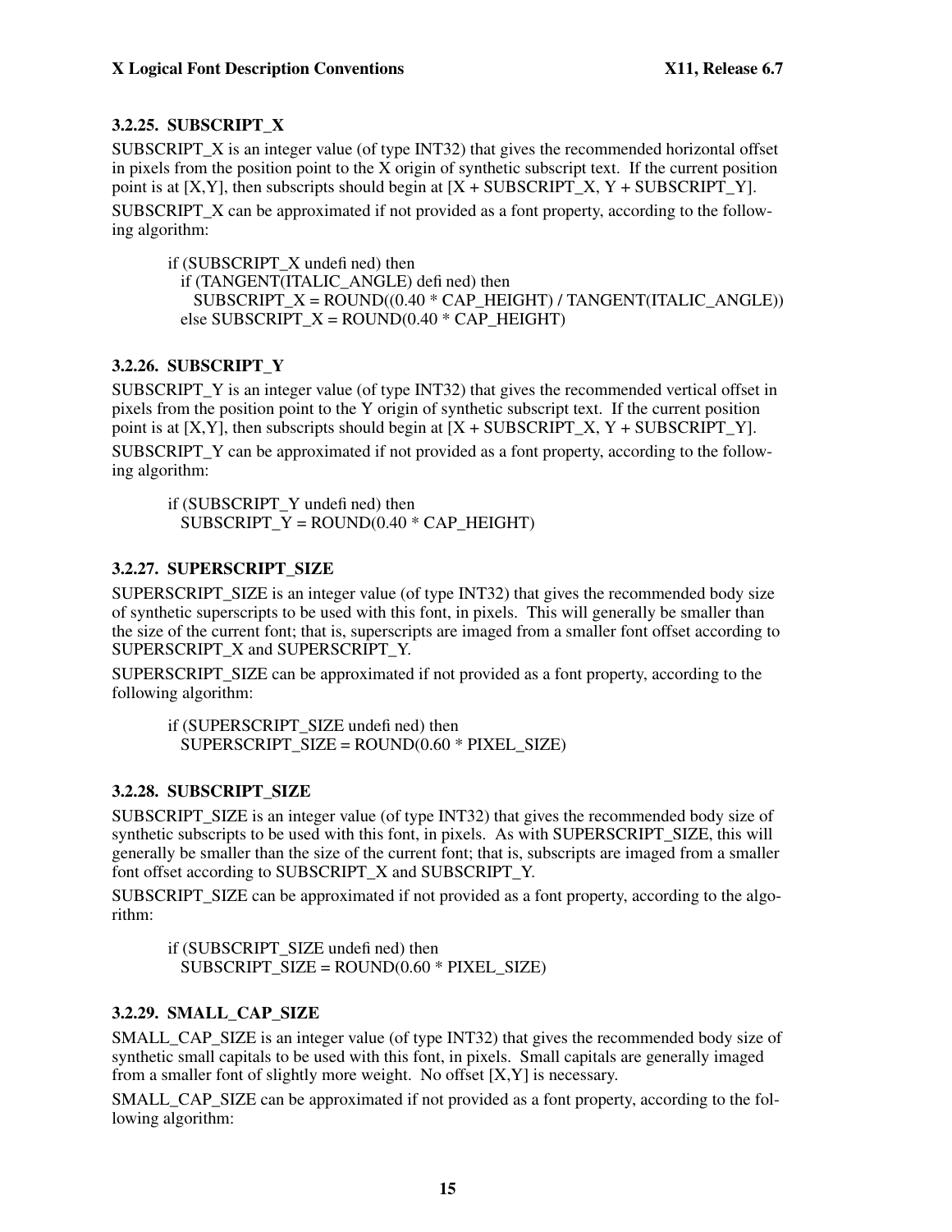### 3.2.25. SUBSCRIPT_X

SUBSCRIPT_X is an integer value (of type INT32) that gives the recommended horizontal offset in pixels from the position point to the X origin of synthetic subscript text. If the current position point is at [X,Y], then subscripts should begin at [X + SUBSCRIPT_X, Y + SUBSCRIPT_Y].

SUBSCRIPT_X can be approximated if not provided as a font property, according to the following algorithm:

```
if (SUBSCRIPT_X undefined) then
  if (TANGENT(ITALIC_ANGLE) defined) then
    SUBSCRIPT_X = ROUND((0.40 * CAP_HEIGHT) / TANGENT(ITALIC_ANGLE))
  else SUBSCRIPT_X = ROUND(0.40 * CAP_HEIGHT)
```

### 3.2.26. SUBSCRIPT_Y

SUBSCRIPT_Y is an integer value (of type INT32) that gives the recommended vertical offset in pixels from the position point to the Y origin of synthetic subscript text. If the current position point is at [X,Y], then subscripts should begin at [X + SUBSCRIPT_X, Y + SUBSCRIPT_Y].

SUBSCRIPT_Y can be approximated if not provided as a font property, according to the following algorithm:

```
if (SUBSCRIPT_Y undefined) then
  SUBSCRIPT_Y = ROUND(0.40 * CAP_HEIGHT)
```

### 3.2.27. SUPERSCRIPT_SIZE

SUPERSCRIPT_SIZE is an integer value (of type INT32) that gives the recommended body size of synthetic superscripts to be used with this font, in pixels. This will generally be smaller than the size of the current font; that is, superscripts are imaged from a smaller font offset according to SUPERSCRIPT_X and SUPERSCRIPT_Y.

SUPERSCRIPT_SIZE can be approximated if not provided as a font property, according to the following algorithm:

```
if (SUPERSCRIPT_SIZE undefined) then
  SUPERSCRIPT_SIZE = ROUND(0.60 * PIXEL_SIZE)
```

### 3.2.28. SUBSCRIPT_SIZE

SUBSCRIPT_SIZE is an integer value (of type INT32) that gives the recommended body size of synthetic subscripts to be used with this font, in pixels. As with SUPERSCRIPT_SIZE, this will generally be smaller than the size of the current font; that is, subscripts are imaged from a smaller font offset according to SUBSCRIPT_X and SUBSCRIPT_Y.

SUBSCRIPT_SIZE can be approximated if not provided as a font property, according to the algorithm:

```
if (SUBSCRIPT_SIZE undefined) then
  SUBSCRIPT_SIZE = ROUND(0.60 * PIXEL_SIZE)
```

### 3.2.29. SMALL_CAP_SIZE

SMALL_CAP_SIZE is an integer value (of type INT32) that gives the recommended body size of synthetic small capitals to be used with this font, in pixels. Small capitals are generally imaged from a smaller font of slightly more weight. No offset [X,Y] is necessary.

SMALL_CAP_SIZE can be approximated if not provided as a font property, according to the following algorithm: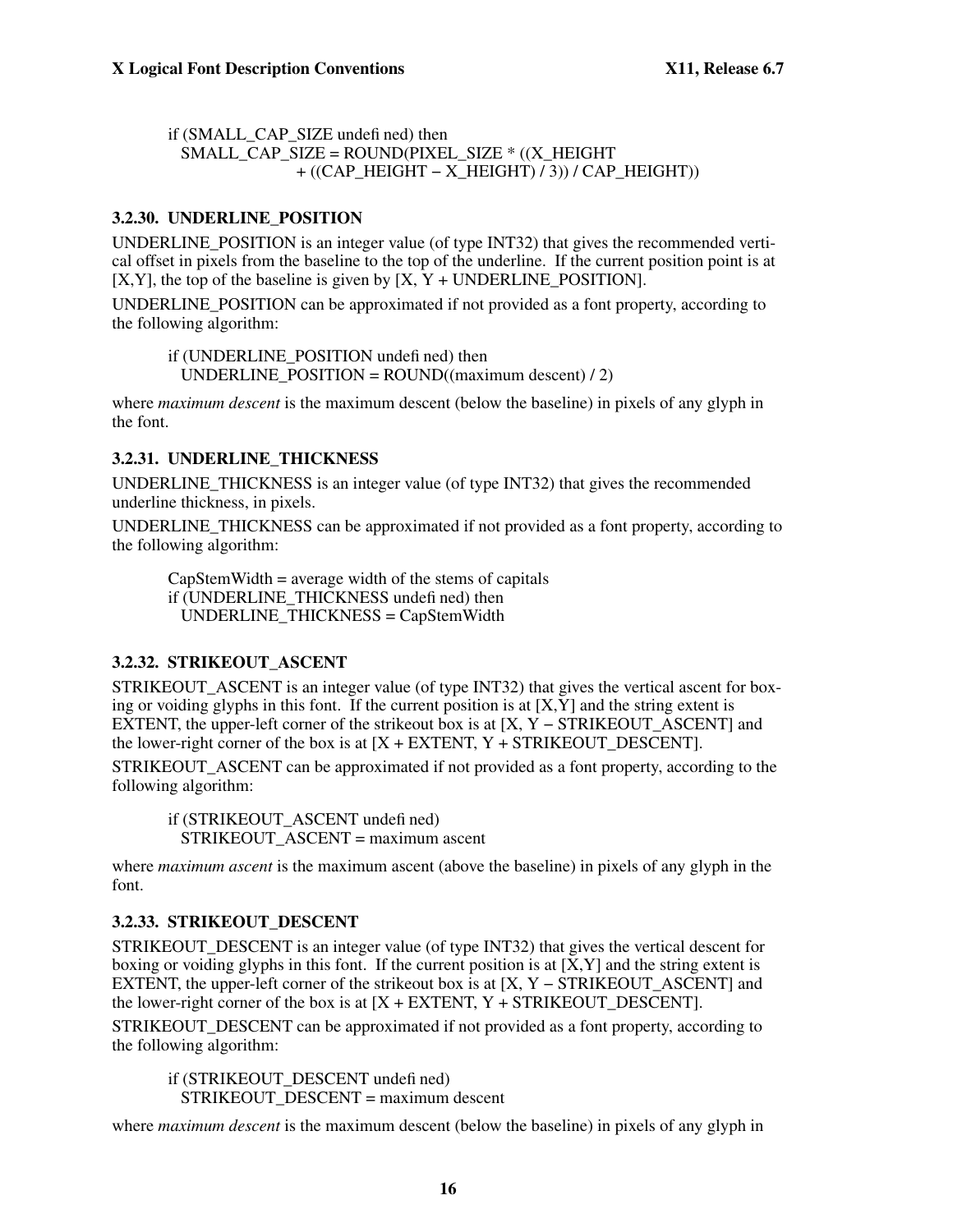```
if (SMALL_CAP_SIZE undefined) then
  SMALL_CAP_SIZE = ROUND(PIXEL_SIZE * ((X_HEIGHT
                   + ((CAP_HEIGHT − X_HEIGHT) / 3)) / CAP_HEIGHT))
```

### 3.2.30. UNDERLINE_POSITION

UNDERLINE_POSITION is an integer value (of type INT32) that gives the recommended vertical offset in pixels from the baseline to the top of the underline. If the current position point is at [X,Y], the top of the baseline is given by [X, Y + UNDERLINE_POSITION].

UNDERLINE_POSITION can be approximated if not provided as a font property, according to the following algorithm:

```
if (UNDERLINE_POSITION undefined) then
  UNDERLINE_POSITION = ROUND((maximum descent) / 2)
```

where *maximum descent* is the maximum descent (below the baseline) in pixels of any glyph in the font.

### 3.2.31. UNDERLINE_THICKNESS

UNDERLINE_THICKNESS is an integer value (of type INT32) that gives the recommended underline thickness, in pixels.

UNDERLINE_THICKNESS can be approximated if not provided as a font property, according to the following algorithm:

```
CapStemWidth = average width of the stems of capitals
if (UNDERLINE_THICKNESS undefined) then
  UNDERLINE_THICKNESS = CapStemWidth
```

### 3.2.32. STRIKEOUT_ASCENT

STRIKEOUT_ASCENT is an integer value (of type INT32) that gives the vertical ascent for boxing or voiding glyphs in this font. If the current position is at [X,Y] and the string extent is EXTENT, the upper-left corner of the strikeout box is at [X, Y − STRIKEOUT_ASCENT] and the lower-right corner of the box is at [X + EXTENT, Y + STRIKEOUT_DESCENT].

STRIKEOUT_ASCENT can be approximated if not provided as a font property, according to the following algorithm:

```
if (STRIKEOUT_ASCENT undefined)
  STRIKEOUT_ASCENT = maximum ascent
```

where *maximum ascent* is the maximum ascent (above the baseline) in pixels of any glyph in the font.

### 3.2.33. STRIKEOUT_DESCENT

STRIKEOUT_DESCENT is an integer value (of type INT32) that gives the vertical descent for boxing or voiding glyphs in this font. If the current position is at [X,Y] and the string extent is EXTENT, the upper-left corner of the strikeout box is at [X, Y − STRIKEOUT_ASCENT] and the lower-right corner of the box is at [X + EXTENT, Y + STRIKEOUT_DESCENT].

STRIKEOUT_DESCENT can be approximated if not provided as a font property, according to the following algorithm:

```
if (STRIKEOUT_DESCENT undefined)
  STRIKEOUT_DESCENT = maximum descent
```

where *maximum descent* is the maximum descent (below the baseline) in pixels of any glyph in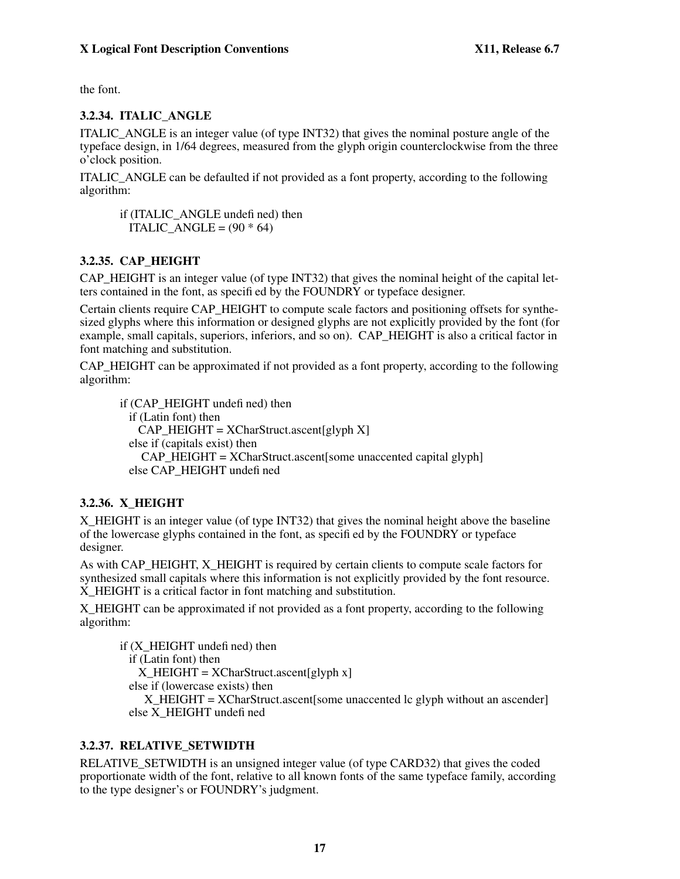the font.

### 3.2.34. ITALIC_ANGLE

ITALIC_ANGLE is an integer value (of type INT32) that gives the nominal posture angle of the typeface design, in 1/64 degrees, measured from the glyph origin counterclockwise from the three o'clock position.

ITALIC_ANGLE can be defaulted if not provided as a font property, according to the following algorithm:

```
if (ITALIC_ANGLE undefined) then
  ITALIC_ANGLE = (90 * 64)
```

### 3.2.35. CAP_HEIGHT

CAP_HEIGHT is an integer value (of type INT32) that gives the nominal height of the capital letters contained in the font, as specified by the FOUNDRY or typeface designer.

Certain clients require CAP_HEIGHT to compute scale factors and positioning offsets for synthesized glyphs where this information or designed glyphs are not explicitly provided by the font (for example, small capitals, superiors, inferiors, and so on). CAP_HEIGHT is also a critical factor in font matching and substitution.

CAP_HEIGHT can be approximated if not provided as a font property, according to the following algorithm:

```
if (CAP_HEIGHT undefined) then
  if (Latin font) then
    CAP_HEIGHT = XCharStruct.ascent[glyph X]
  else if (capitals exist) then
     CAP_HEIGHT = XCharStruct.ascent[some unaccented capital glyph]
  else CAP_HEIGHT undefined
```

### 3.2.36. X_HEIGHT

X_HEIGHT is an integer value (of type INT32) that gives the nominal height above the baseline of the lowercase glyphs contained in the font, as specified by the FOUNDRY or typeface designer.

As with CAP_HEIGHT, X_HEIGHT is required by certain clients to compute scale factors for synthesized small capitals where this information is not explicitly provided by the font resource. X_HEIGHT is a critical factor in font matching and substitution.

X_HEIGHT can be approximated if not provided as a font property, according to the following algorithm:

```
if (X_HEIGHT undefined) then
  if (Latin font) then
    X_HEIGHT = XCharStruct.ascent[glyph x]
  else if (lowercase exists) then
     X_HEIGHT = XCharStruct.ascent[some unaccented lc glyph without an ascender]
  else X_HEIGHT undefined
```

### 3.2.37. RELATIVE_SETWIDTH

RELATIVE_SETWIDTH is an unsigned integer value (of type CARD32) that gives the coded proportionate width of the font, relative to all known fonts of the same typeface family, according to the type designer's or FOUNDRY's judgment.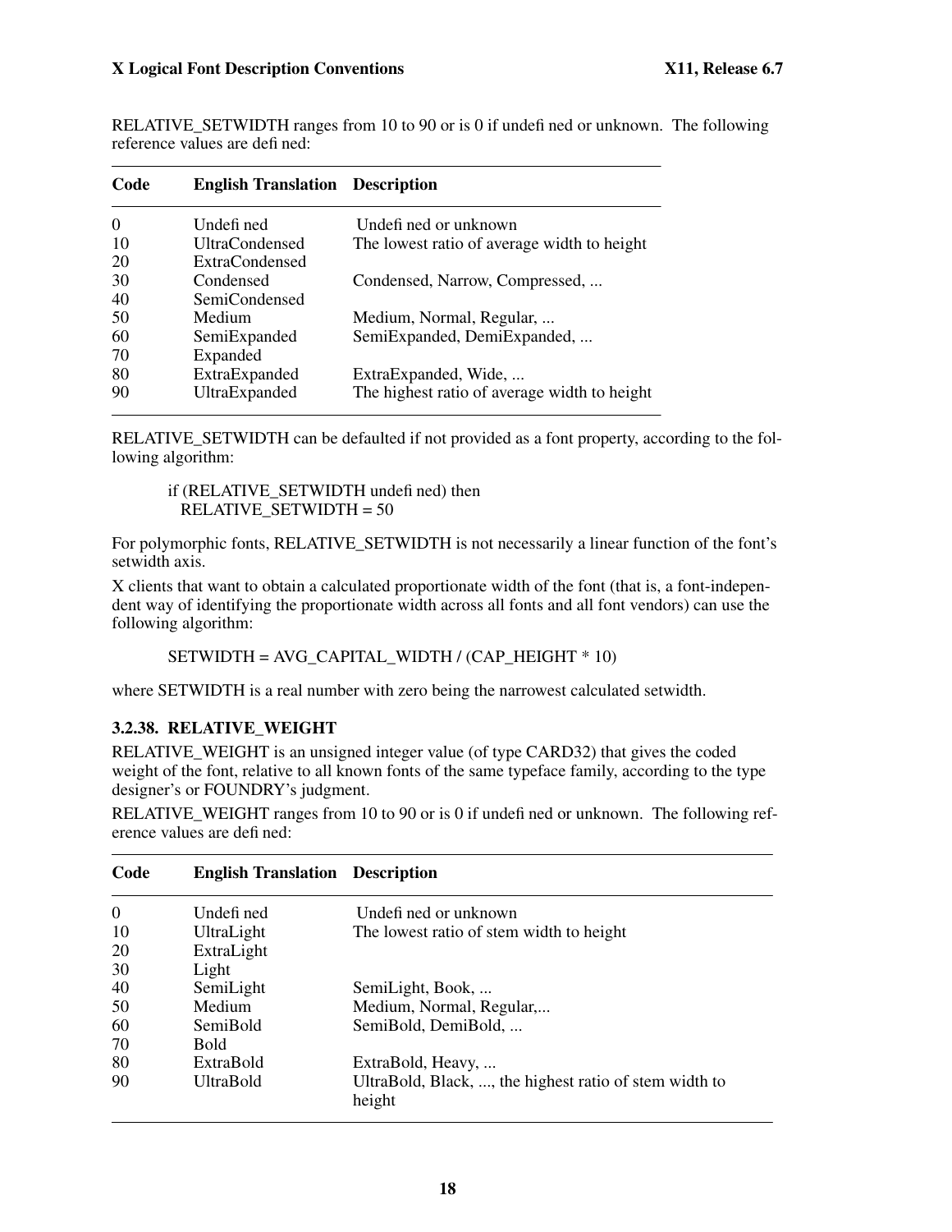RELATIVE_SETWIDTH ranges from 10 to 90 or is 0 if undefined or unknown. The following reference values are defined:

| Code | English Translation | Description |
|---|---|---|
| 0 | Undefined | Undefined or unknown |
| 10 | UltraCondensed | The lowest ratio of average width to height |
| 20 | ExtraCondensed | |
| 30 | Condensed | Condensed, Narrow, Compressed, ... |
| 40 | SemiCondensed | |
| 50 | Medium | Medium, Normal, Regular, ... |
| 60 | SemiExpanded | SemiExpanded, DemiExpanded, ... |
| 70 | Expanded | |
| 80 | ExtraExpanded | ExtraExpanded, Wide, ... |
| 90 | UltraExpanded | The highest ratio of average width to height |

RELATIVE_SETWIDTH can be defaulted if not provided as a font property, according to the following algorithm:

```
if (RELATIVE_SETWIDTH undefined) then
  RELATIVE_SETWIDTH = 50
```

For polymorphic fonts, RELATIVE_SETWIDTH is not necessarily a linear function of the font's setwidth axis.

X clients that want to obtain a calculated proportionate width of the font (that is, a font-independent way of identifying the proportionate width across all fonts and all font vendors) can use the following algorithm:

```
SETWIDTH = AVG_CAPITAL_WIDTH / (CAP_HEIGHT * 10)
```

where SETWIDTH is a real number with zero being the narrowest calculated setwidth.

### 3.2.38. RELATIVE_WEIGHT

RELATIVE_WEIGHT is an unsigned integer value (of type CARD32) that gives the coded weight of the font, relative to all known fonts of the same typeface family, according to the type designer's or FOUNDRY's judgment.

RELATIVE_WEIGHT ranges from 10 to 90 or is 0 if undefined or unknown. The following reference values are defined:

| Code | English Translation | Description |
|---|---|---|
| 0 | Undefined | Undefined or unknown |
| 10 | UltraLight | The lowest ratio of stem width to height |
| 20 | ExtraLight | |
| 30 | Light | |
| 40 | SemiLight | SemiLight, Book, ... |
| 50 | Medium | Medium, Normal, Regular,... |
| 60 | SemiBold | SemiBold, DemiBold, ... |
| 70 | Bold | |
| 80 | ExtraBold | ExtraBold, Heavy, ... |
| 90 | UltraBold | UltraBold, Black, ..., the highest ratio of stem width to height |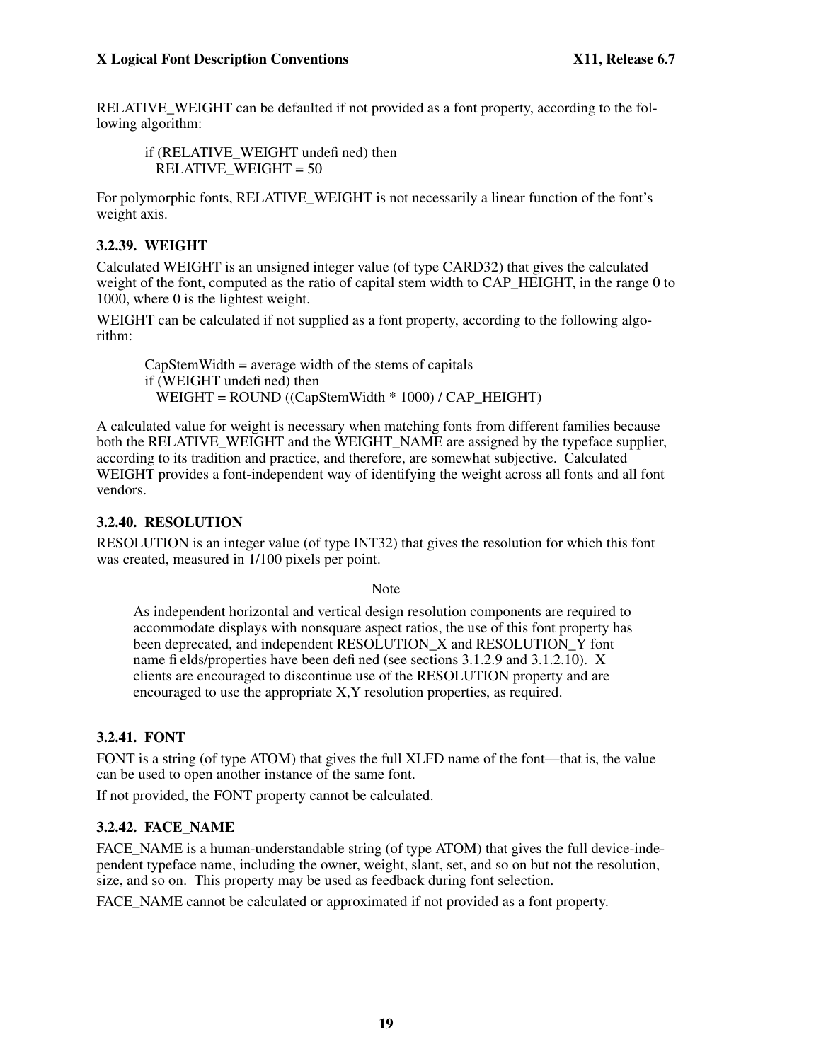RELATIVE_WEIGHT can be defaulted if not provided as a font property, according to the following algorithm:

```
if (RELATIVE_WEIGHT undefined) then
  RELATIVE_WEIGHT = 50
```

For polymorphic fonts, RELATIVE_WEIGHT is not necessarily a linear function of the font's weight axis.

### 3.2.39. WEIGHT

Calculated WEIGHT is an unsigned integer value (of type CARD32) that gives the calculated weight of the font, computed as the ratio of capital stem width to CAP_HEIGHT, in the range 0 to 1000, where 0 is the lightest weight.

WEIGHT can be calculated if not supplied as a font property, according to the following algorithm:

```
CapStemWidth = average width of the stems of capitals
if (WEIGHT undefined) then
  WEIGHT = ROUND ((CapStemWidth * 1000) / CAP_HEIGHT)
```

A calculated value for weight is necessary when matching fonts from different families because both the RELATIVE_WEIGHT and the WEIGHT_NAME are assigned by the typeface supplier, according to its tradition and practice, and therefore, are somewhat subjective. Calculated WEIGHT provides a font-independent way of identifying the weight across all fonts and all font vendors.

### 3.2.40. RESOLUTION

RESOLUTION is an integer value (of type INT32) that gives the resolution for which this font was created, measured in 1/100 pixels per point.

Note

> As independent horizontal and vertical design resolution components are required to accommodate displays with nonsquare aspect ratios, the use of this font property has been deprecated, and independent RESOLUTION_X and RESOLUTION_Y font name fields/properties have been defined (see sections 3.1.2.9 and 3.1.2.10). X clients are encouraged to discontinue use of the RESOLUTION property and are encouraged to use the appropriate X,Y resolution properties, as required.

### 3.2.41. FONT

FONT is a string (of type ATOM) that gives the full XLFD name of the font—that is, the value can be used to open another instance of the same font.

If not provided, the FONT property cannot be calculated.

### 3.2.42. FACE_NAME

FACE_NAME is a human-understandable string (of type ATOM) that gives the full device-independent typeface name, including the owner, weight, slant, set, and so on but not the resolution, size, and so on. This property may be used as feedback during font selection.

FACE_NAME cannot be calculated or approximated if not provided as a font property.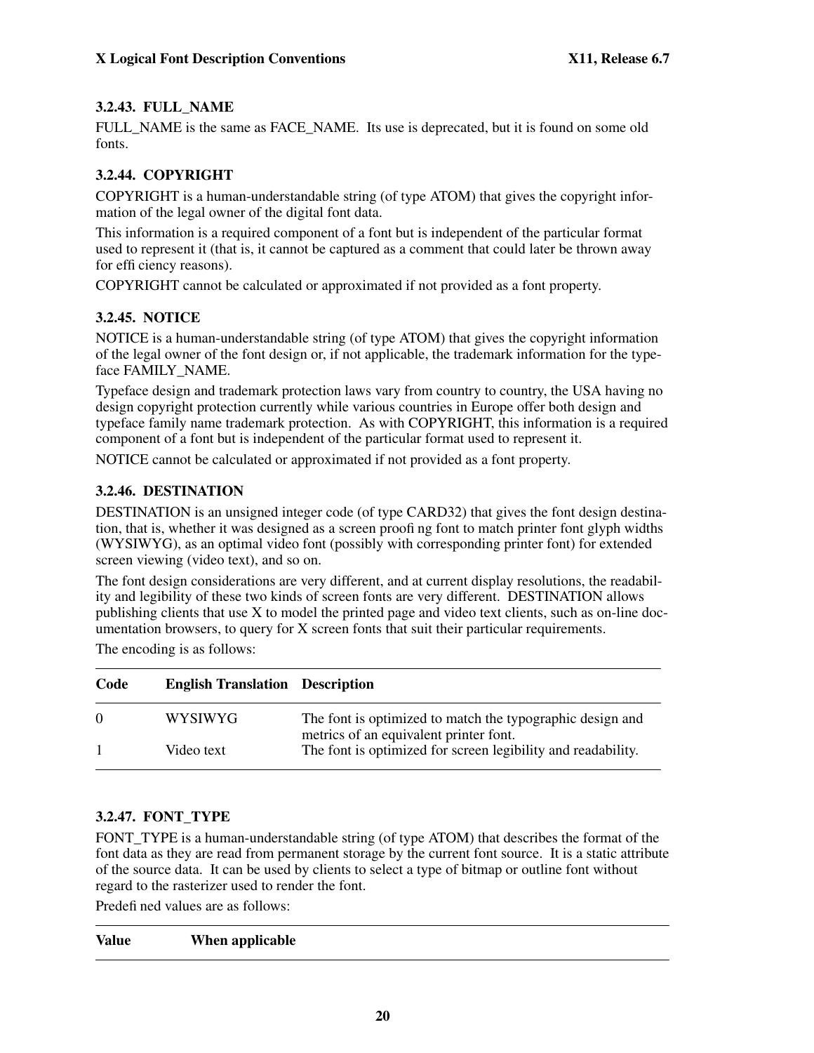### 3.2.43. FULL_NAME

FULL_NAME is the same as FACE_NAME. Its use is deprecated, but it is found on some old fonts.

### 3.2.44. COPYRIGHT

COPYRIGHT is a human-understandable string (of type ATOM) that gives the copyright information of the legal owner of the digital font data.

This information is a required component of a font but is independent of the particular format used to represent it (that is, it cannot be captured as a comment that could later be thrown away for efficiency reasons).

COPYRIGHT cannot be calculated or approximated if not provided as a font property.

### 3.2.45. NOTICE

NOTICE is a human-understandable string (of type ATOM) that gives the copyright information of the legal owner of the font design or, if not applicable, the trademark information for the typeface FAMILY_NAME.

Typeface design and trademark protection laws vary from country to country, the USA having no design copyright protection currently while various countries in Europe offer both design and typeface family name trademark protection. As with COPYRIGHT, this information is a required component of a font but is independent of the particular format used to represent it.

NOTICE cannot be calculated or approximated if not provided as a font property.

### 3.2.46. DESTINATION

DESTINATION is an unsigned integer code (of type CARD32) that gives the font design destination, that is, whether it was designed as a screen proofing font to match printer font glyph widths (WYSIWYG), as an optimal video font (possibly with corresponding printer font) for extended screen viewing (video text), and so on.

The font design considerations are very different, and at current display resolutions, the readability and legibility of these two kinds of screen fonts are very different. DESTINATION allows publishing clients that use X to model the printed page and video text clients, such as on-line documentation browsers, to query for X screen fonts that suit their particular requirements.

The encoding is as follows:

| Code | English Translation | Description |
|---|---|---|
| 0 | WYSIWYG | The font is optimized to match the typographic design and metrics of an equivalent printer font. |
| 1 | Video text | The font is optimized for screen legibility and readability. |

### 3.2.47. FONT_TYPE

FONT_TYPE is a human-understandable string (of type ATOM) that describes the format of the font data as they are read from permanent storage by the current font source. It is a static attribute of the source data. It can be used by clients to select a type of bitmap or outline font without regard to the rasterizer used to render the font.

Predefined values are as follows:

| Value | When applicable |
|---|---|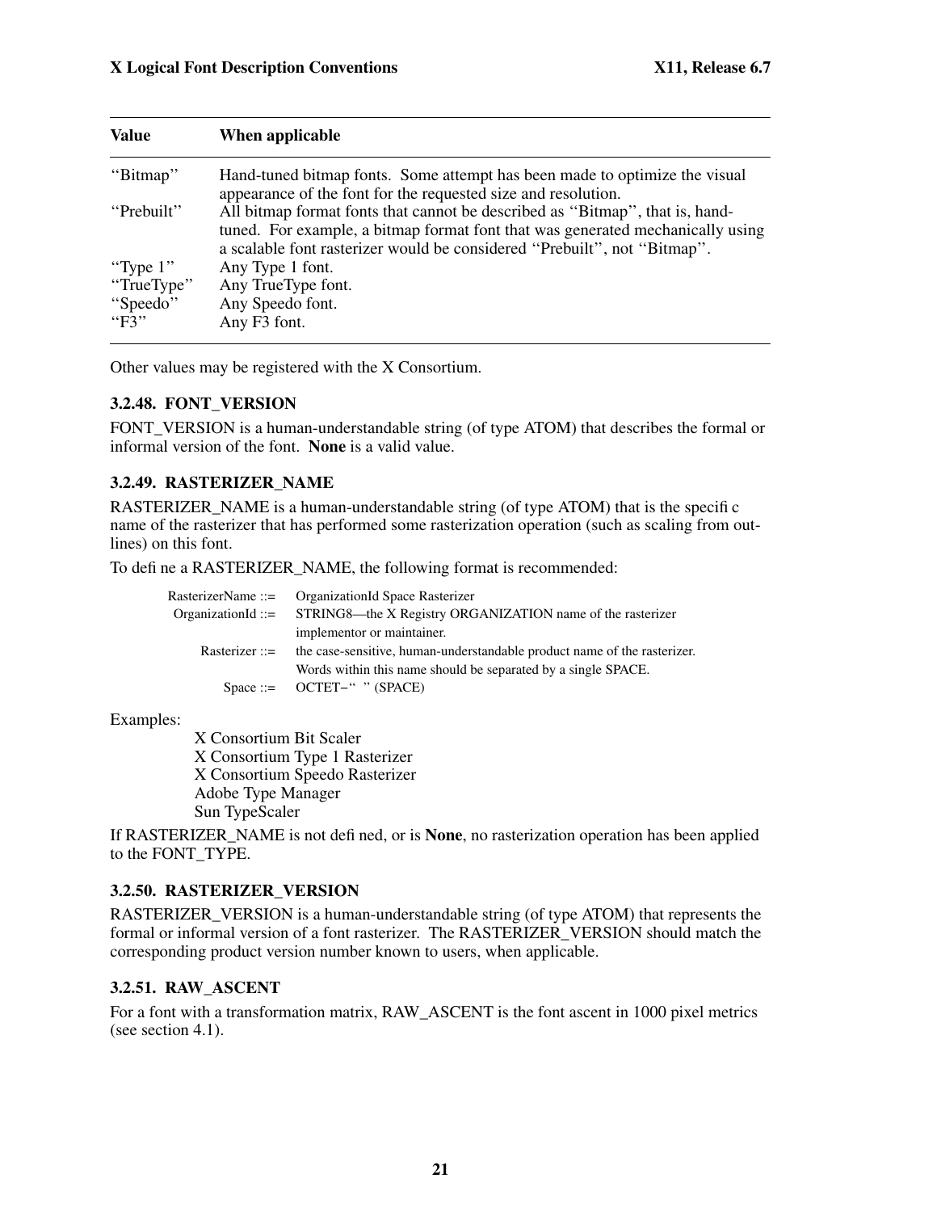| Value | When applicable |
|---|---|
| "Bitmap" | Hand-tuned bitmap fonts. Some attempt has been made to optimize the visual appearance of the font for the requested size and resolution. |
| "Prebuilt" | All bitmap format fonts that cannot be described as "Bitmap", that is, hand-tuned. For example, a bitmap format font that was generated mechanically using a scalable font rasterizer would be considered "Prebuilt", not "Bitmap". |
| "Type 1" | Any Type 1 font. |
| "TrueType" | Any TrueType font. |
| "Speedo" | Any Speedo font. |
| "F3" | Any F3 font. |

Other values may be registered with the X Consortium.

### 3.2.48. FONT_VERSION

FONT_VERSION is a human-understandable string (of type ATOM) that describes the formal or informal version of the font. **None** is a valid value.

### 3.2.49. RASTERIZER_NAME

RASTERIZER_NAME is a human-understandable string (of type ATOM) that is the specific name of the rasterizer that has performed some rasterization operation (such as scaling from outlines) on this font.

To define a RASTERIZER_NAME, the following format is recommended:

| | |
|---|---|
| RasterizerName ::= | OrganizationId Space Rasterizer |
| OrganizationId ::= | STRING8—the X Registry ORGANIZATION name of the rasterizer implementor or maintainer. |
| Rasterizer ::= | the case-sensitive, human-understandable product name of the rasterizer. Words within this name should be separated by a single SPACE. |
| Space ::= | OCTET−" " (SPACE) |

Examples:

X Consortium Bit Scaler
X Consortium Type 1 Rasterizer
X Consortium Speedo Rasterizer
Adobe Type Manager
Sun TypeScaler

If RASTERIZER_NAME is not defined, or is **None**, no rasterization operation has been applied to the FONT_TYPE.

### 3.2.50. RASTERIZER_VERSION

RASTERIZER_VERSION is a human-understandable string (of type ATOM) that represents the formal or informal version of a font rasterizer. The RASTERIZER_VERSION should match the corresponding product version number known to users, when applicable.

### 3.2.51. RAW_ASCENT

For a font with a transformation matrix, RAW_ASCENT is the font ascent in 1000 pixel metrics (see section 4.1).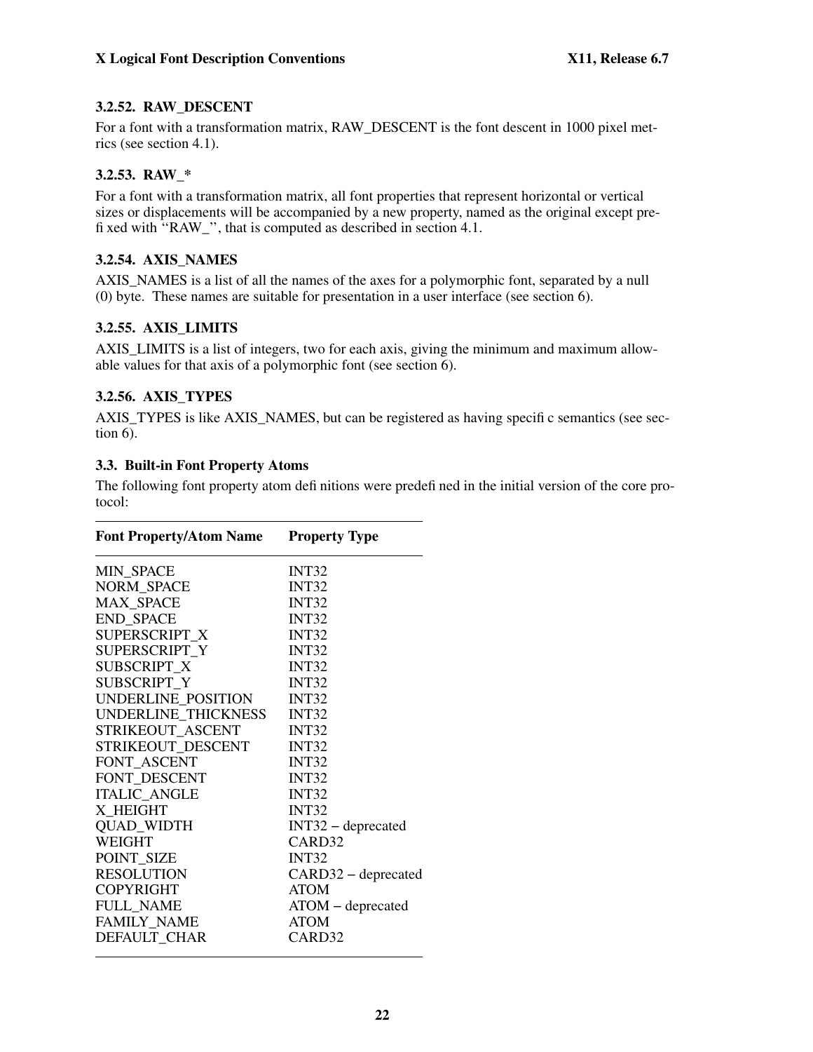### 3.2.52. RAW_DESCENT

For a font with a transformation matrix, RAW_DESCENT is the font descent in 1000 pixel metrics (see section 4.1).

### 3.2.53. RAW_*

For a font with a transformation matrix, all font properties that represent horizontal or vertical sizes or displacements will be accompanied by a new property, named as the original except prefixed with ''RAW_'', that is computed as described in section 4.1.

### 3.2.54. AXIS_NAMES

AXIS_NAMES is a list of all the names of the axes for a polymorphic font, separated by a null (0) byte. These names are suitable for presentation in a user interface (see section 6).

### 3.2.55. AXIS_LIMITS

AXIS_LIMITS is a list of integers, two for each axis, giving the minimum and maximum allowable values for that axis of a polymorphic font (see section 6).

### 3.2.56. AXIS_TYPES

AXIS_TYPES is like AXIS_NAMES, but can be registered as having specific semantics (see section 6).

## 3.3. Built-in Font Property Atoms

The following font property atom definitions were predefined in the initial version of the core protocol:

| Font Property/Atom Name | Property Type |
|---|---|
| MIN_SPACE | INT32 |
| NORM_SPACE | INT32 |
| MAX_SPACE | INT32 |
| END_SPACE | INT32 |
| SUPERSCRIPT_X | INT32 |
| SUPERSCRIPT_Y | INT32 |
| SUBSCRIPT_X | INT32 |
| SUBSCRIPT_Y | INT32 |
| UNDERLINE_POSITION | INT32 |
| UNDERLINE_THICKNESS | INT32 |
| STRIKEOUT_ASCENT | INT32 |
| STRIKEOUT_DESCENT | INT32 |
| FONT_ASCENT | INT32 |
| FONT_DESCENT | INT32 |
| ITALIC_ANGLE | INT32 |
| X_HEIGHT | INT32 |
| QUAD_WIDTH | INT32 – deprecated |
| WEIGHT | CARD32 |
| POINT_SIZE | INT32 |
| RESOLUTION | CARD32 – deprecated |
| COPYRIGHT | ATOM |
| FULL_NAME | ATOM – deprecated |
| FAMILY_NAME | ATOM |
| DEFAULT_CHAR | CARD32 |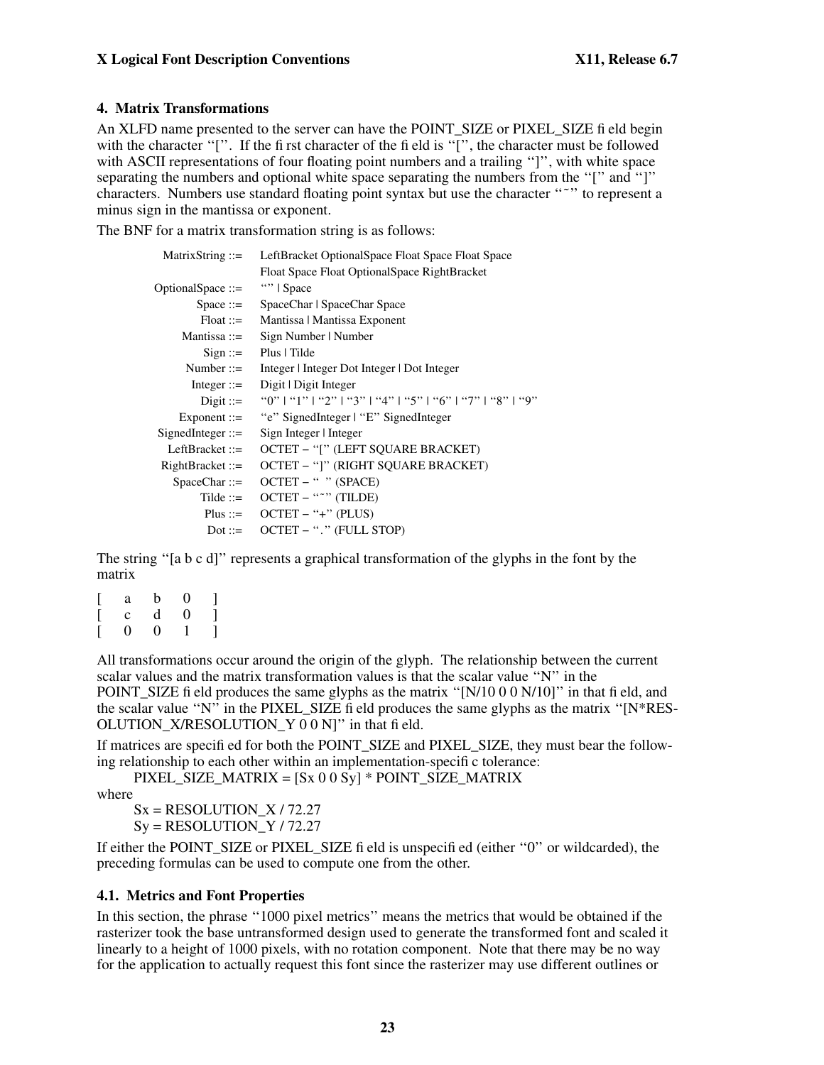## 4. Matrix Transformations

An XLFD name presented to the server can have the POINT_SIZE or PIXEL_SIZE field begin with the character "[". If the first character of the field is "[", the character must be followed with ASCII representations of four floating point numbers and a trailing "]", with white space separating the numbers and optional white space separating the numbers from the "[" and "]" characters. Numbers use standard floating point syntax but use the character "~" to represent a minus sign in the mantissa or exponent.

The BNF for a matrix transformation string is as follows:

```
MatrixString ::=    LeftBracket OptionalSpace Float Space Float Space
                    Float Space Float OptionalSpace RightBracket
OptionalSpace ::=   "" | Space
Space ::=           SpaceChar | SpaceChar Space
Float ::=           Mantissa | Mantissa Exponent
Mantissa ::=        Sign Number | Number
Sign ::=            Plus | Tilde
Number ::=          Integer | Integer Dot Integer | Dot Integer
Integer ::=         Digit | Digit Integer
Digit ::=           "0" | "1" | "2" | "3" | "4" | "5" | "6" | "7" | "8" | "9"
Exponent ::=        "e" SignedInteger | "E" SignedInteger
SignedInteger ::=   Sign Integer | Integer
LeftBracket ::=     OCTET − "[" (LEFT SQUARE BRACKET)
RightBracket ::=    OCTET − "]" (RIGHT SQUARE BRACKET)
SpaceChar ::=       OCTET − " " (SPACE)
Tilde ::=           OCTET − "~" (TILDE)
Plus ::=            OCTET − "+" (PLUS)
Dot ::=             OCTET − "." (FULL STOP)
```

The string "[a b c d]" represents a graphical transformation of the glyphs in the font by the matrix

```
[   a   b   0   ]
[   c   d   0   ]
[   0   0   1   ]
```

All transformations occur around the origin of the glyph. The relationship between the current scalar values and the matrix transformation values is that the scalar value "N" in the POINT_SIZE field produces the same glyphs as the matrix "[N/10 0 0 N/10]" in that field, and the scalar value "N" in the PIXEL_SIZE field produces the same glyphs as the matrix "[N*RESOLUTION_X/RESOLUTION_Y 0 0 N]" in that field.

If matrices are specified for both the POINT_SIZE and PIXEL_SIZE, they must bear the following relationship to each other within an implementation-specific tolerance:

PIXEL_SIZE_MATRIX = [Sx 0 0 Sy] * POINT_SIZE_MATRIX

where

Sx = RESOLUTION_X / 72.27
Sy = RESOLUTION_Y / 72.27

If either the POINT_SIZE or PIXEL_SIZE field is unspecified (either "0" or wildcarded), the preceding formulas can be used to compute one from the other.

### 4.1. Metrics and Font Properties

In this section, the phrase "1000 pixel metrics" means the metrics that would be obtained if the rasterizer took the base untransformed design used to generate the transformed font and scaled it linearly to a height of 1000 pixels, with no rotation component. Note that there may be no way for the application to actually request this font since the rasterizer may use different outlines or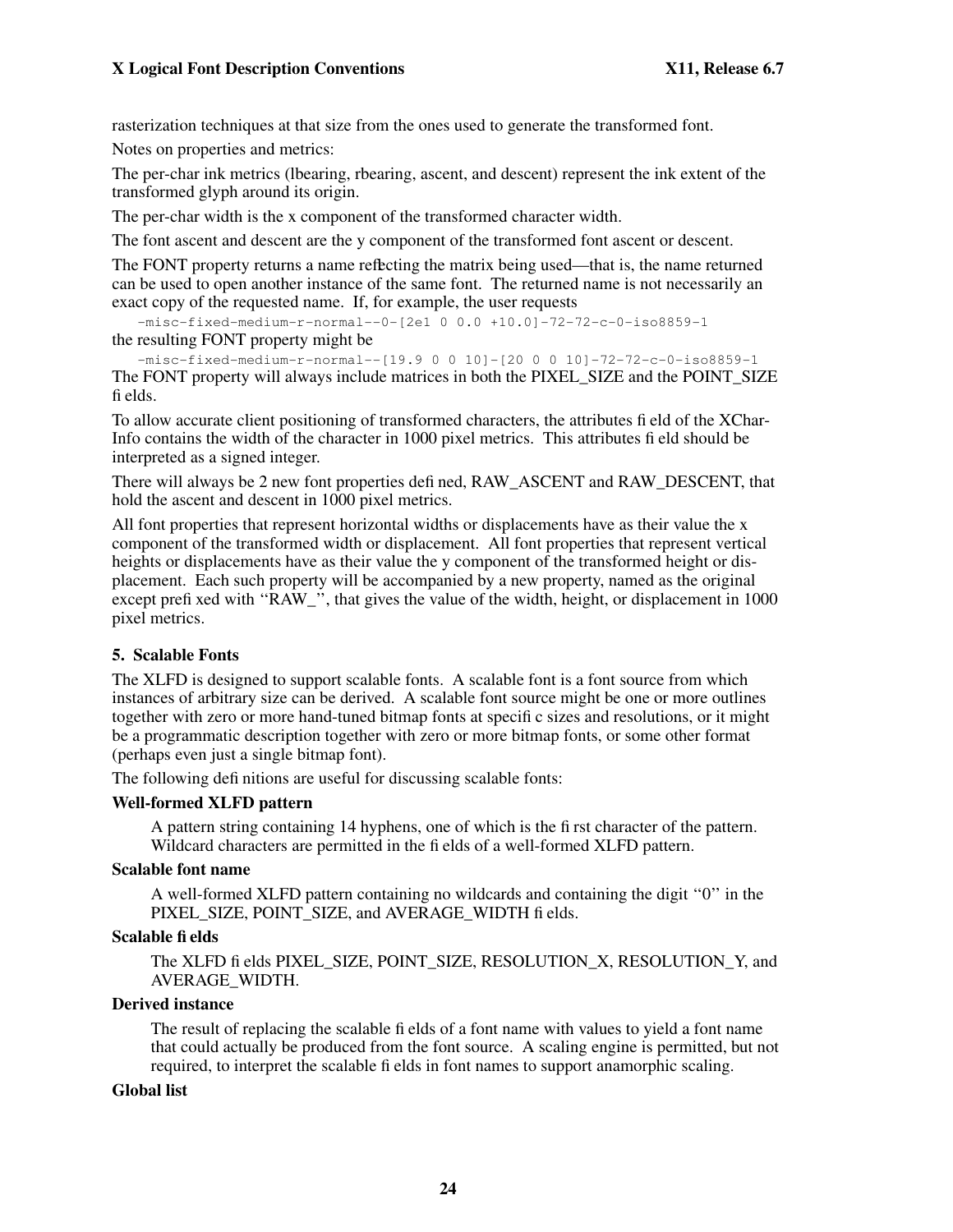rasterization techniques at that size from the ones used to generate the transformed font.

Notes on properties and metrics:

The per-char ink metrics (lbearing, rbearing, ascent, and descent) represent the ink extent of the transformed glyph around its origin.

The per-char width is the x component of the transformed character width.

The font ascent and descent are the y component of the transformed font ascent or descent.

The FONT property returns a name reflecting the matrix being used—that is, the name returned can be used to open another instance of the same font. The returned name is not necessarily an exact copy of the requested name. If, for example, the user requests

```
-misc-fixed-medium-r-normal--0-[2e1 0 0.0 +10.0]-72-72-c-0-iso8859-1
```

the resulting FONT property might be

```
-misc-fixed-medium-r-normal--[19.9 0 0 10]-[20 0 0 10]-72-72-c-0-iso8859-1
```

The FONT property will always include matrices in both the PIXEL_SIZE and the POINT_SIZE fields.

To allow accurate client positioning of transformed characters, the attributes field of the XCharInfo contains the width of the character in 1000 pixel metrics. This attributes field should be interpreted as a signed integer.

There will always be 2 new font properties defined, RAW_ASCENT and RAW_DESCENT, that hold the ascent and descent in 1000 pixel metrics.

All font properties that represent horizontal widths or displacements have as their value the x component of the transformed width or displacement. All font properties that represent vertical heights or displacements have as their value the y component of the transformed height or displacement. Each such property will be accompanied by a new property, named as the original except prefixed with ''RAW_'', that gives the value of the width, height, or displacement in 1000 pixel metrics.

## 5. Scalable Fonts

The XLFD is designed to support scalable fonts. A scalable font is a font source from which instances of arbitrary size can be derived. A scalable font source might be one or more outlines together with zero or more hand-tuned bitmap fonts at specific sizes and resolutions, or it might be a programmatic description together with zero or more bitmap fonts, or some other format (perhaps even just a single bitmap font).

The following definitions are useful for discussing scalable fonts:

**Well-formed XLFD pattern**

A pattern string containing 14 hyphens, one of which is the first character of the pattern. Wildcard characters are permitted in the fields of a well-formed XLFD pattern.

**Scalable font name**

A well-formed XLFD pattern containing no wildcards and containing the digit ''0'' in the PIXEL_SIZE, POINT_SIZE, and AVERAGE_WIDTH fields.

**Scalable fields**

The XLFD fields PIXEL_SIZE, POINT_SIZE, RESOLUTION_X, RESOLUTION_Y, and AVERAGE_WIDTH.

**Derived instance**

The result of replacing the scalable fields of a font name with values to yield a font name that could actually be produced from the font source. A scaling engine is permitted, but not required, to interpret the scalable fields in font names to support anamorphic scaling.

**Global list**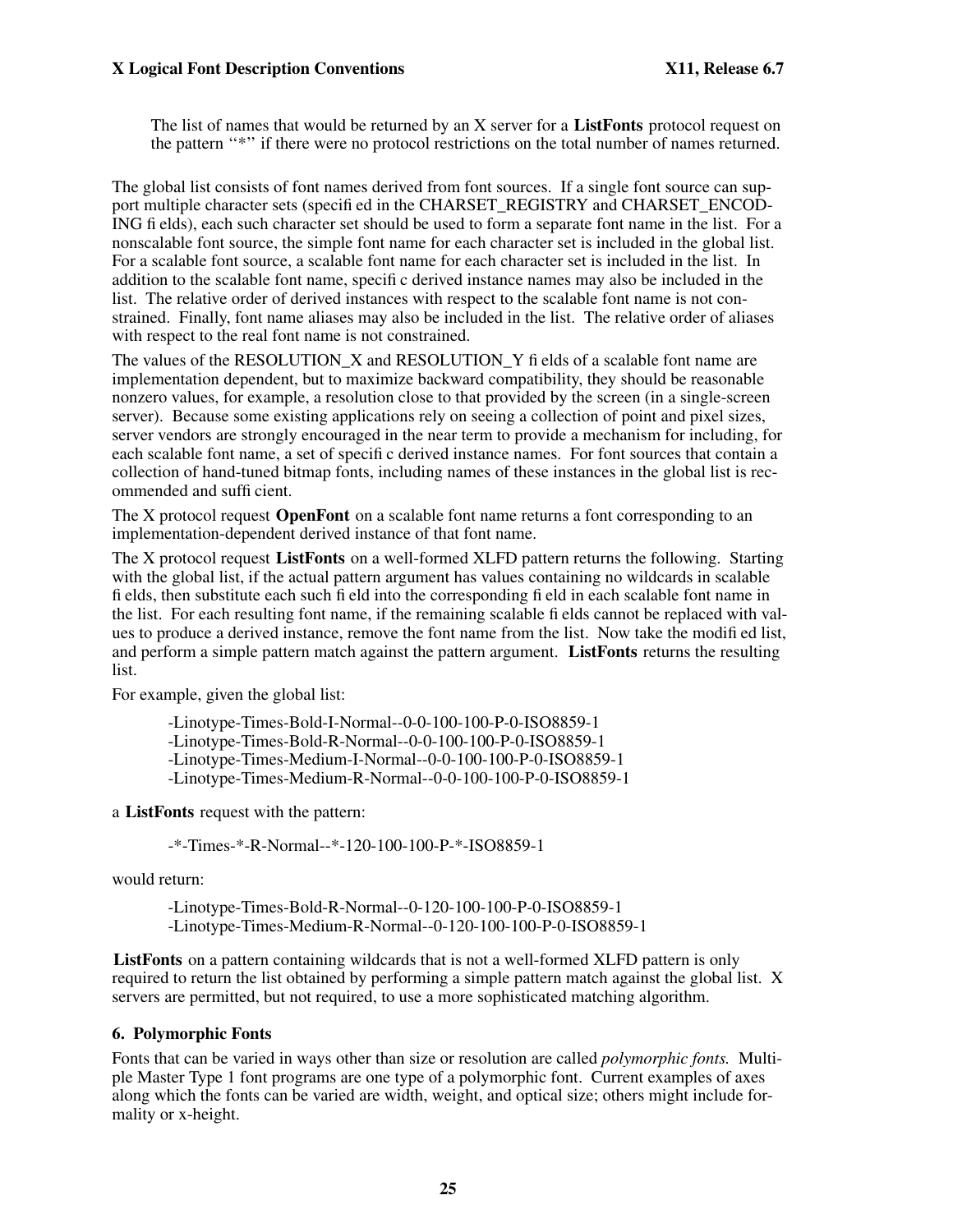The list of names that would be returned by an X server for a **ListFonts** protocol request on the pattern "*" if there were no protocol restrictions on the total number of names returned.

The global list consists of font names derived from font sources. If a single font source can support multiple character sets (specified in the CHARSET_REGISTRY and CHARSET_ENCODING fields), each such character set should be used to form a separate font name in the list. For a nonscalable font source, the simple font name for each character set is included in the global list. For a scalable font source, a scalable font name for each character set is included in the list. In addition to the scalable font name, specific derived instance names may also be included in the list. The relative order of derived instances with respect to the scalable font name is not constrained. Finally, font name aliases may also be included in the list. The relative order of aliases with respect to the real font name is not constrained.

The values of the RESOLUTION_X and RESOLUTION_Y fields of a scalable font name are implementation dependent, but to maximize backward compatibility, they should be reasonable nonzero values, for example, a resolution close to that provided by the screen (in a single-screen server). Because some existing applications rely on seeing a collection of point and pixel sizes, server vendors are strongly encouraged in the near term to provide a mechanism for including, for each scalable font name, a set of specific derived instance names. For font sources that contain a collection of hand-tuned bitmap fonts, including names of these instances in the global list is recommended and sufficient.

The X protocol request **OpenFont** on a scalable font name returns a font corresponding to an implementation-dependent derived instance of that font name.

The X protocol request **ListFonts** on a well-formed XLFD pattern returns the following. Starting with the global list, if the actual pattern argument has values containing no wildcards in scalable fields, then substitute each such field into the corresponding field in each scalable font name in the list. For each resulting font name, if the remaining scalable fields cannot be replaced with values to produce a derived instance, remove the font name from the list. Now take the modified list, and perform a simple pattern match against the pattern argument. **ListFonts** returns the resulting list.

For example, given the global list:

```
-Linotype-Times-Bold-I-Normal--0-0-100-100-P-0-ISO8859-1
-Linotype-Times-Bold-R-Normal--0-0-100-100-P-0-ISO8859-1
-Linotype-Times-Medium-I-Normal--0-0-100-100-P-0-ISO8859-1
-Linotype-Times-Medium-R-Normal--0-0-100-100-P-0-ISO8859-1
```

a **ListFonts** request with the pattern:

```
-*-Times-*-R-Normal--*-120-100-100-P-*-ISO8859-1
```

would return:

```
-Linotype-Times-Bold-R-Normal--0-120-100-100-P-0-ISO8859-1
-Linotype-Times-Medium-R-Normal--0-120-100-100-P-0-ISO8859-1
```

**ListFonts** on a pattern containing wildcards that is not a well-formed XLFD pattern is only required to return the list obtained by performing a simple pattern match against the global list. X servers are permitted, but not required, to use a more sophisticated matching algorithm.

## 6. Polymorphic Fonts

Fonts that can be varied in ways other than size or resolution are called *polymorphic fonts.* Multiple Master Type 1 font programs are one type of a polymorphic font. Current examples of axes along which the fonts can be varied are width, weight, and optical size; others might include formality or x-height.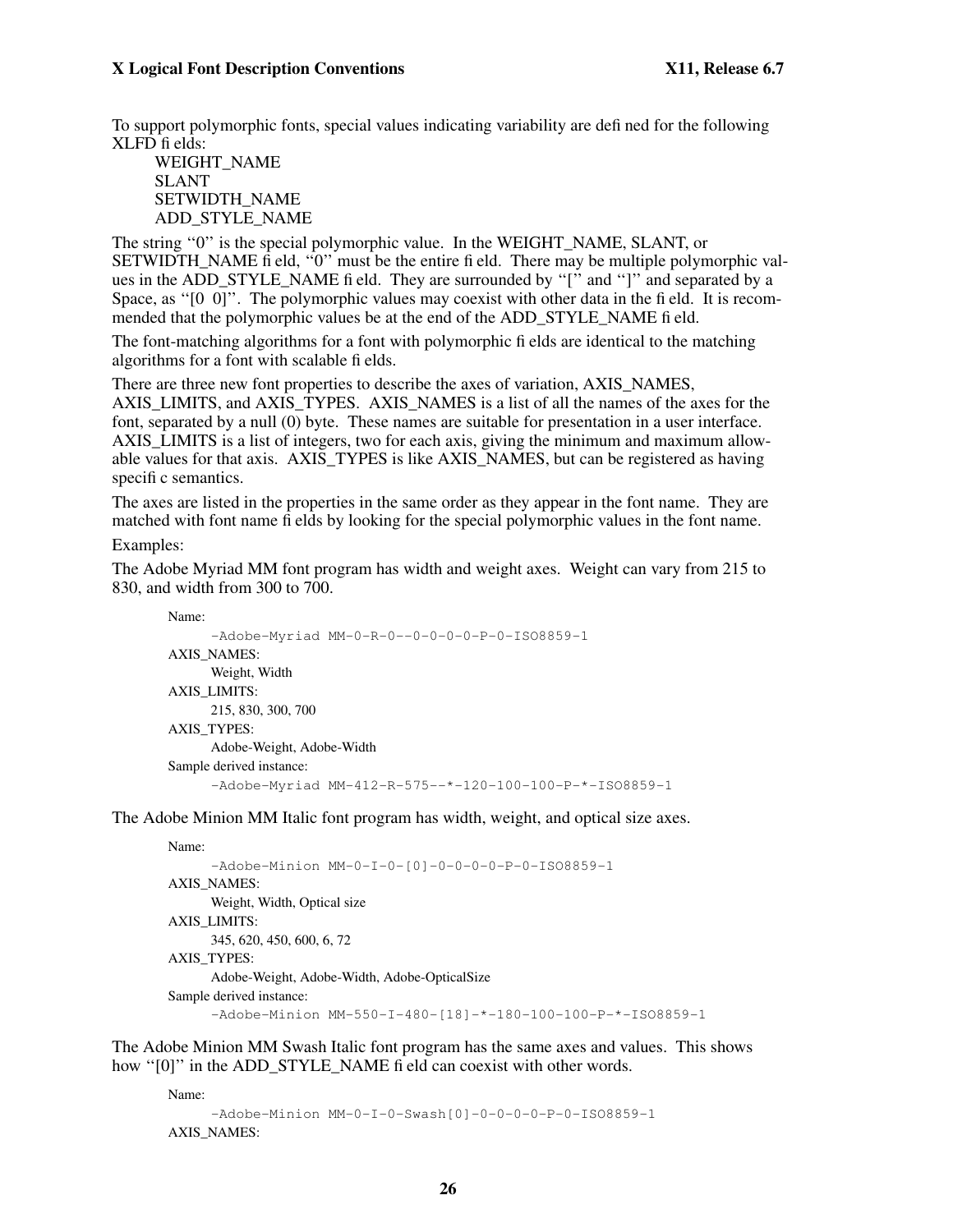To support polymorphic fonts, special values indicating variability are defined for the following XLFD fields:

WEIGHT_NAME
SLANT
SETWIDTH_NAME
ADD_STYLE_NAME

The string "0" is the special polymorphic value. In the WEIGHT_NAME, SLANT, or SETWIDTH_NAME field, "0" must be the entire field. There may be multiple polymorphic values in the ADD_STYLE_NAME field. They are surrounded by "[" and "]" and separated by a Space, as "[0 0]". The polymorphic values may coexist with other data in the field. It is recommended that the polymorphic values be at the end of the ADD_STYLE_NAME field.

The font-matching algorithms for a font with polymorphic fields are identical to the matching algorithms for a font with scalable fields.

There are three new font properties to describe the axes of variation, AXIS_NAMES, AXIS_LIMITS, and AXIS_TYPES. AXIS_NAMES is a list of all the names of the axes for the font, separated by a null (0) byte. These names are suitable for presentation in a user interface. AXIS_LIMITS is a list of integers, two for each axis, giving the minimum and maximum allowable values for that axis. AXIS_TYPES is like AXIS_NAMES, but can be registered as having specific semantics.

The axes are listed in the properties in the same order as they appear in the font name. They are matched with font name fields by looking for the special polymorphic values in the font name.

Examples:

The Adobe Myriad MM font program has width and weight axes. Weight can vary from 215 to 830, and width from 300 to 700.

Name:
```
-Adobe-Myriad MM-0-R-0--0-0-0-0-P-0-ISO8859-1
```
AXIS_NAMES:
Weight, Width
AXIS_LIMITS:
215, 830, 300, 700
AXIS_TYPES:
Adobe-Weight, Adobe-Width
Sample derived instance:
```
-Adobe-Myriad MM-412-R-575--*-120-100-100-P-*-ISO8859-1
```

The Adobe Minion MM Italic font program has width, weight, and optical size axes.

Name:
```
-Adobe-Minion MM-0-I-0-[0]-0-0-0-0-P-0-ISO8859-1
```
AXIS_NAMES:
Weight, Width, Optical size
AXIS_LIMITS:
345, 620, 450, 600, 6, 72
AXIS_TYPES:
Adobe-Weight, Adobe-Width, Adobe-OpticalSize
Sample derived instance:
```
-Adobe-Minion MM-550-I-480-[18]-*-180-100-100-P-*-ISO8859-1
```

The Adobe Minion MM Swash Italic font program has the same axes and values. This shows how "[0]" in the ADD_STYLE_NAME field can coexist with other words.

Name:
```
-Adobe-Minion MM-0-I-0-Swash[0]-0-0-0-0-P-0-ISO8859-1
```
AXIS_NAMES: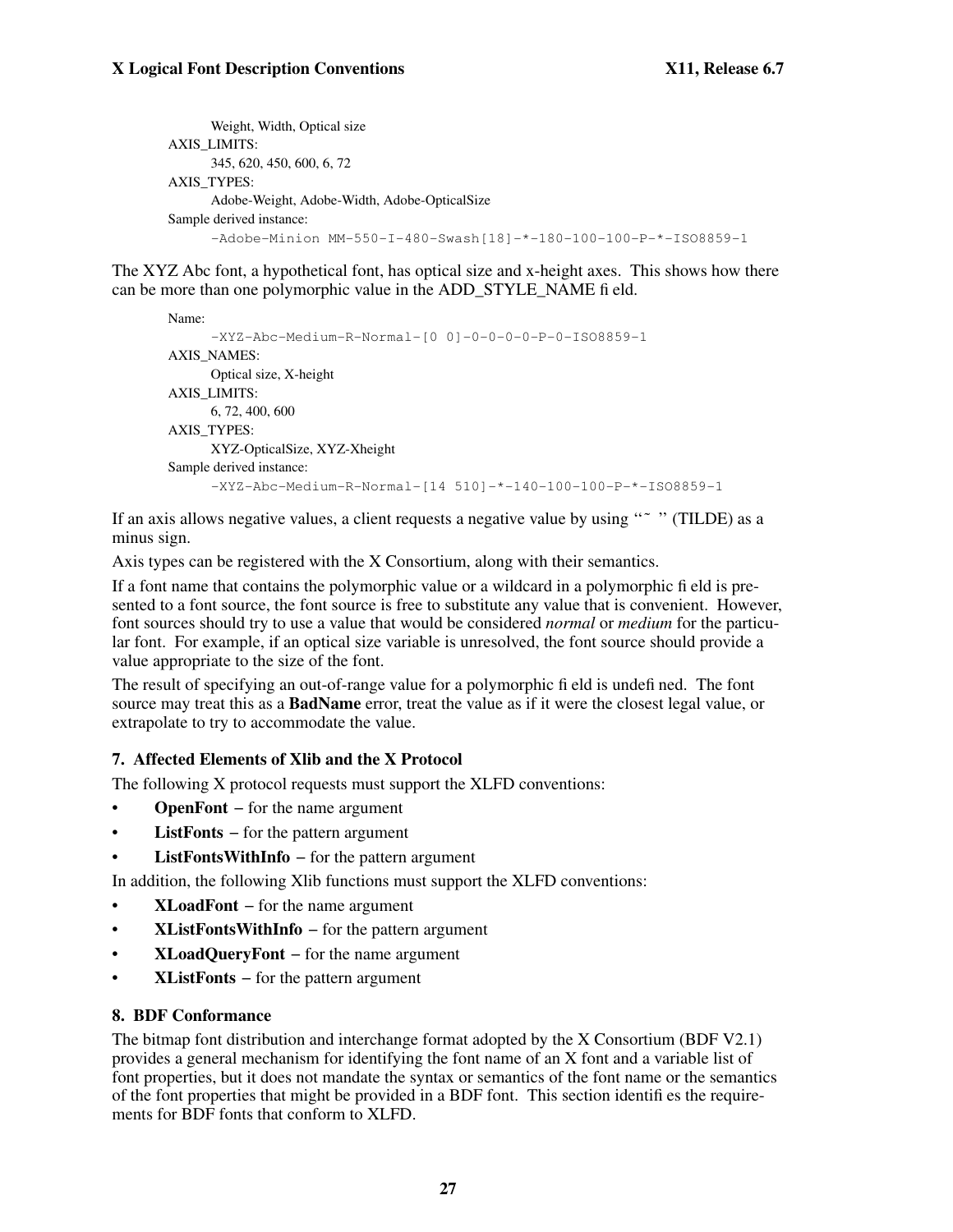Weight, Width, Optical size

AXIS_LIMITS:

345, 620, 450, 600, 6, 72

AXIS_TYPES:

Adobe-Weight, Adobe-Width, Adobe-OpticalSize

Sample derived instance:

```
-Adobe-Minion MM-550-I-480-Swash[18]-*-180-100-100-P-*-ISO8859-1
```

The XYZ Abc font, a hypothetical font, has optical size and x-height axes. This shows how there can be more than one polymorphic value in the ADD_STYLE_NAME field.

Name:

```
-XYZ-Abc-Medium-R-Normal-[0 0]-0-0-0-0-P-0-ISO8859-1
```

AXIS_NAMES:

Optical size, X-height

AXIS_LIMITS:

6, 72, 400, 600

AXIS_TYPES:

XYZ-OpticalSize, XYZ-Xheight

Sample derived instance:

```
-XYZ-Abc-Medium-R-Normal-[14 510]-*-140-100-100-P-*-ISO8859-1
```

If an axis allows negative values, a client requests a negative value by using "~" (TILDE) as a minus sign.

Axis types can be registered with the X Consortium, along with their semantics.

If a font name that contains the polymorphic value or a wildcard in a polymorphic field is presented to a font source, the font source is free to substitute any value that is convenient. However, font sources should try to use a value that would be considered *normal* or *medium* for the particular font. For example, if an optical size variable is unresolved, the font source should provide a value appropriate to the size of the font.

The result of specifying an out-of-range value for a polymorphic field is undefined. The font source may treat this as a **BadName** error, treat the value as if it were the closest legal value, or extrapolate to try to accommodate the value.

### 7. Affected Elements of Xlib and the X Protocol

The following X protocol requests must support the XLFD conventions:

- **OpenFont** – for the name argument
- **ListFonts** – for the pattern argument
- **ListFontsWithInfo** – for the pattern argument

In addition, the following Xlib functions must support the XLFD conventions:

- **XLoadFont** – for the name argument
- **XListFontsWithInfo** – for the pattern argument
- **XLoadQueryFont** – for the name argument
- **XListFonts** – for the pattern argument

### 8. BDF Conformance

The bitmap font distribution and interchange format adopted by the X Consortium (BDF V2.1) provides a general mechanism for identifying the font name of an X font and a variable list of font properties, but it does not mandate the syntax or semantics of the font name or the semantics of the font properties that might be provided in a BDF font. This section identifies the requirements for BDF fonts that conform to XLFD.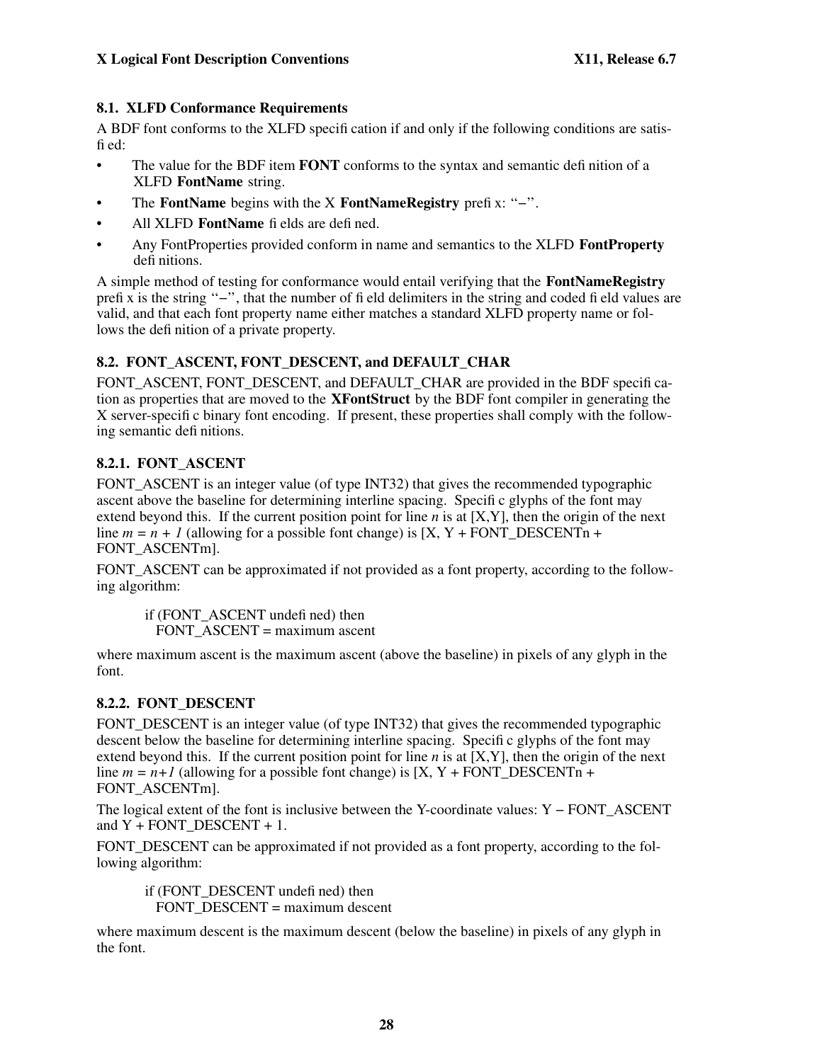### 8.1. XLFD Conformance Requirements

A BDF font conforms to the XLFD specification if and only if the following conditions are satisfied:

- The value for the BDF item **FONT** conforms to the syntax and semantic definition of a XLFD **FontName** string.
- The **FontName** begins with the X **FontNameRegistry** prefix: "−".
- All XLFD **FontName** fields are defined.
- Any FontProperties provided conform in name and semantics to the XLFD **FontProperty** definitions.

A simple method of testing for conformance would entail verifying that the **FontNameRegistry** prefix is the string "−", that the number of field delimiters in the string and coded field values are valid, and that each font property name either matches a standard XLFD property name or follows the definition of a private property.

### 8.2. FONT_ASCENT, FONT_DESCENT, and DEFAULT_CHAR

FONT_ASCENT, FONT_DESCENT, and DEFAULT_CHAR are provided in the BDF specification as properties that are moved to the **XFontStruct** by the BDF font compiler in generating the X server-specific binary font encoding. If present, these properties shall comply with the following semantic definitions.

#### 8.2.1. FONT_ASCENT

FONT_ASCENT is an integer value (of type INT32) that gives the recommended typographic ascent above the baseline for determining interline spacing. Specific glyphs of the font may extend beyond this. If the current position point for line *n* is at [X,Y], then the origin of the next line $m = n + 1$ (allowing for a possible font change) is [X, Y + FONT_DESCENTn + FONT_ASCENTm].

FONT_ASCENT can be approximated if not provided as a font property, according to the following algorithm:

```
if (FONT_ASCENT undefined) then
  FONT_ASCENT = maximum ascent
```

where maximum ascent is the maximum ascent (above the baseline) in pixels of any glyph in the font.

#### 8.2.2. FONT_DESCENT

FONT_DESCENT is an integer value (of type INT32) that gives the recommended typographic descent below the baseline for determining interline spacing. Specific glyphs of the font may extend beyond this. If the current position point for line *n* is at [X,Y], then the origin of the next line $m = n+1$ (allowing for a possible font change) is [X, Y + FONT_DESCENTn + FONT_ASCENTm].

The logical extent of the font is inclusive between the Y-coordinate values: Y − FONT_ASCENT and Y + FONT_DESCENT + 1.

FONT_DESCENT can be approximated if not provided as a font property, according to the following algorithm:

```
if (FONT_DESCENT undefined) then
  FONT_DESCENT = maximum descent
```

where maximum descent is the maximum descent (below the baseline) in pixels of any glyph in the font.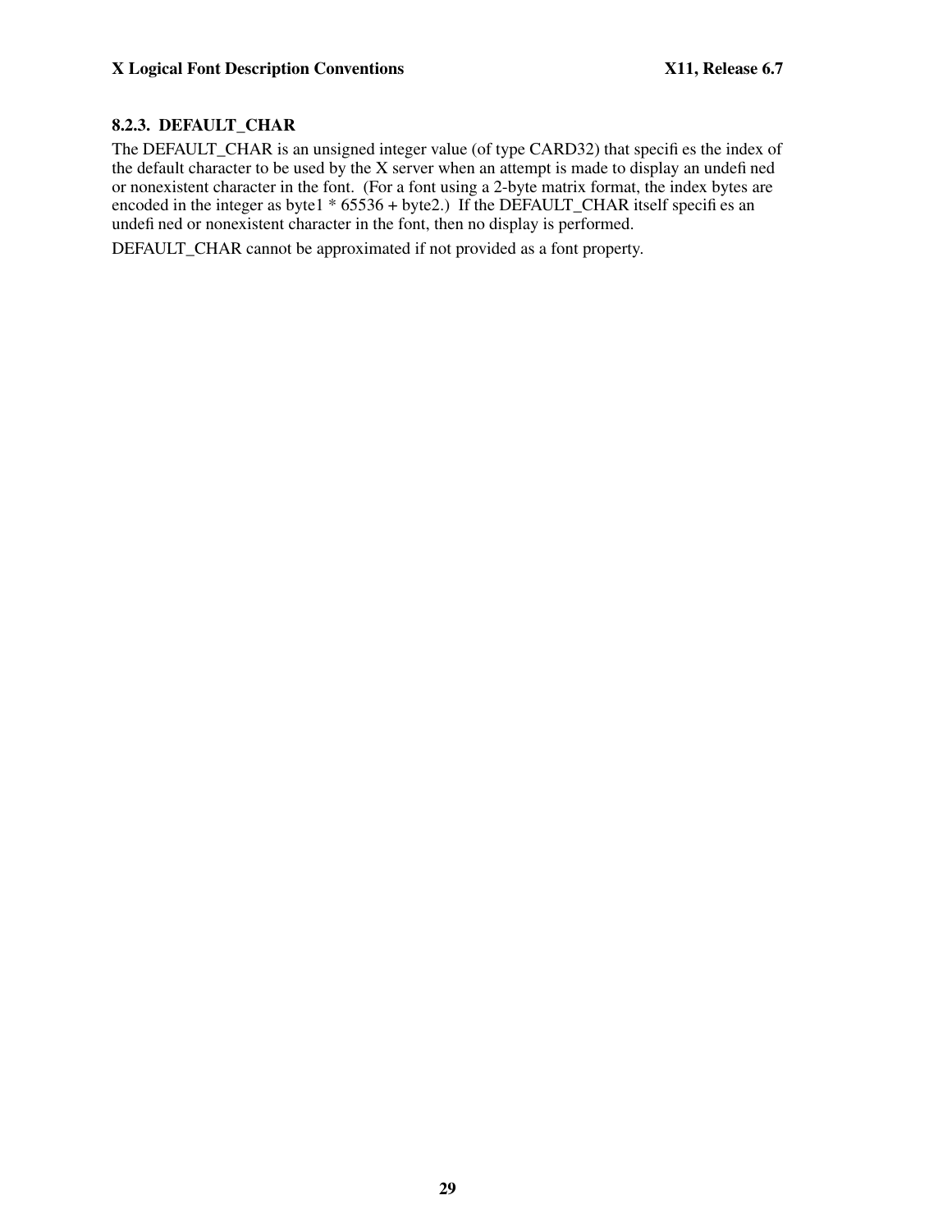### 8.2.3. DEFAULT_CHAR

The DEFAULT_CHAR is an unsigned integer value (of type CARD32) that specifies the index of the default character to be used by the X server when an attempt is made to display an undefined or nonexistent character in the font. (For a font using a 2-byte matrix format, the index bytes are encoded in the integer as byte1 * 65536 + byte2.) If the DEFAULT_CHAR itself specifies an undefined or nonexistent character in the font, then no display is performed.

DEFAULT_CHAR cannot be approximated if not provided as a font property.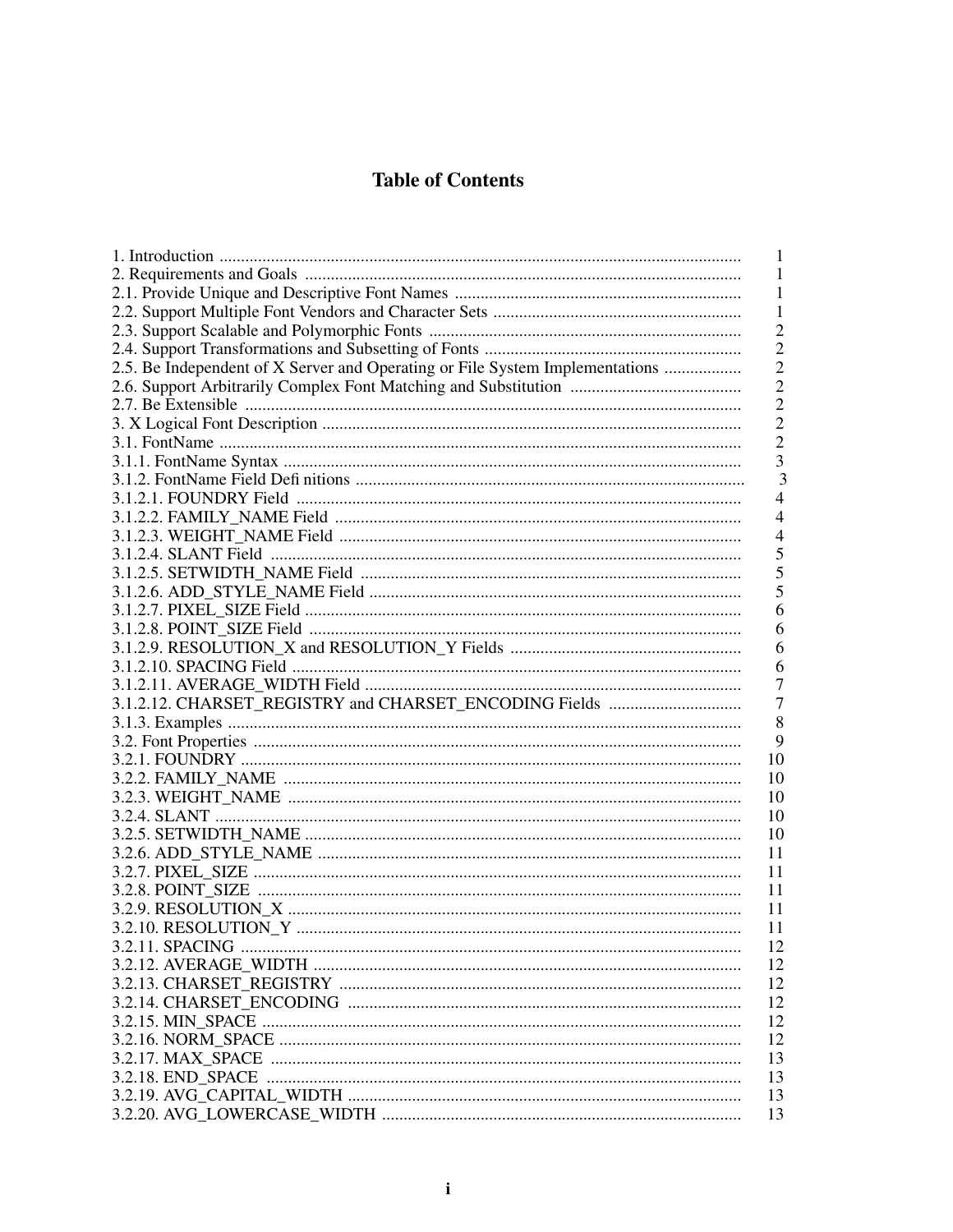# Table of Contents

| | |
|---|---|
| 1. Introduction | 1 |
| 2. Requirements and Goals | 1 |
| 2.1. Provide Unique and Descriptive Font Names | 1 |
| 2.2. Support Multiple Font Vendors and Character Sets | 1 |
| 2.3. Support Scalable and Polymorphic Fonts | 2 |
| 2.4. Support Transformations and Subsetting of Fonts | 2 |
| 2.5. Be Independent of X Server and Operating or File System Implementations | 2 |
| 2.6. Support Arbitrarily Complex Font Matching and Substitution | 2 |
| 2.7. Be Extensible | 2 |
| 3. X Logical Font Description | 2 |
| 3.1. FontName | 2 |
| 3.1.1. FontName Syntax | 3 |
| 3.1.2. FontName Field Definitions | 3 |
| 3.1.2.1. FOUNDRY Field | 4 |
| 3.1.2.2. FAMILY_NAME Field | 4 |
| 3.1.2.3. WEIGHT_NAME Field | 4 |
| 3.1.2.4. SLANT Field | 5 |
| 3.1.2.5. SETWIDTH_NAME Field | 5 |
| 3.1.2.6. ADD_STYLE_NAME Field | 5 |
| 3.1.2.7. PIXEL_SIZE Field | 6 |
| 3.1.2.8. POINT_SIZE Field | 6 |
| 3.1.2.9. RESOLUTION_X and RESOLUTION_Y Fields | 6 |
| 3.1.2.10. SPACING Field | 6 |
| 3.1.2.11. AVERAGE_WIDTH Field | 7 |
| 3.1.2.12. CHARSET_REGISTRY and CHARSET_ENCODING Fields | 7 |
| 3.1.3. Examples | 8 |
| 3.2. Font Properties | 9 |
| 3.2.1. FOUNDRY | 10 |
| 3.2.2. FAMILY_NAME | 10 |
| 3.2.3. WEIGHT_NAME | 10 |
| 3.2.4. SLANT | 10 |
| 3.2.5. SETWIDTH_NAME | 10 |
| 3.2.6. ADD_STYLE_NAME | 11 |
| 3.2.7. PIXEL_SIZE | 11 |
| 3.2.8. POINT_SIZE | 11 |
| 3.2.9. RESOLUTION_X | 11 |
| 3.2.10. RESOLUTION_Y | 11 |
| 3.2.11. SPACING | 12 |
| 3.2.12. AVERAGE_WIDTH | 12 |
| 3.2.13. CHARSET_REGISTRY | 12 |
| 3.2.14. CHARSET_ENCODING | 12 |
| 3.2.15. MIN_SPACE | 12 |
| 3.2.16. NORM_SPACE | 12 |
| 3.2.17. MAX_SPACE | 13 |
| 3.2.18. END_SPACE | 13 |
| 3.2.19. AVG_CAPITAL_WIDTH | 13 |
| 3.2.20. AVG_LOWERCASE_WIDTH | 13 |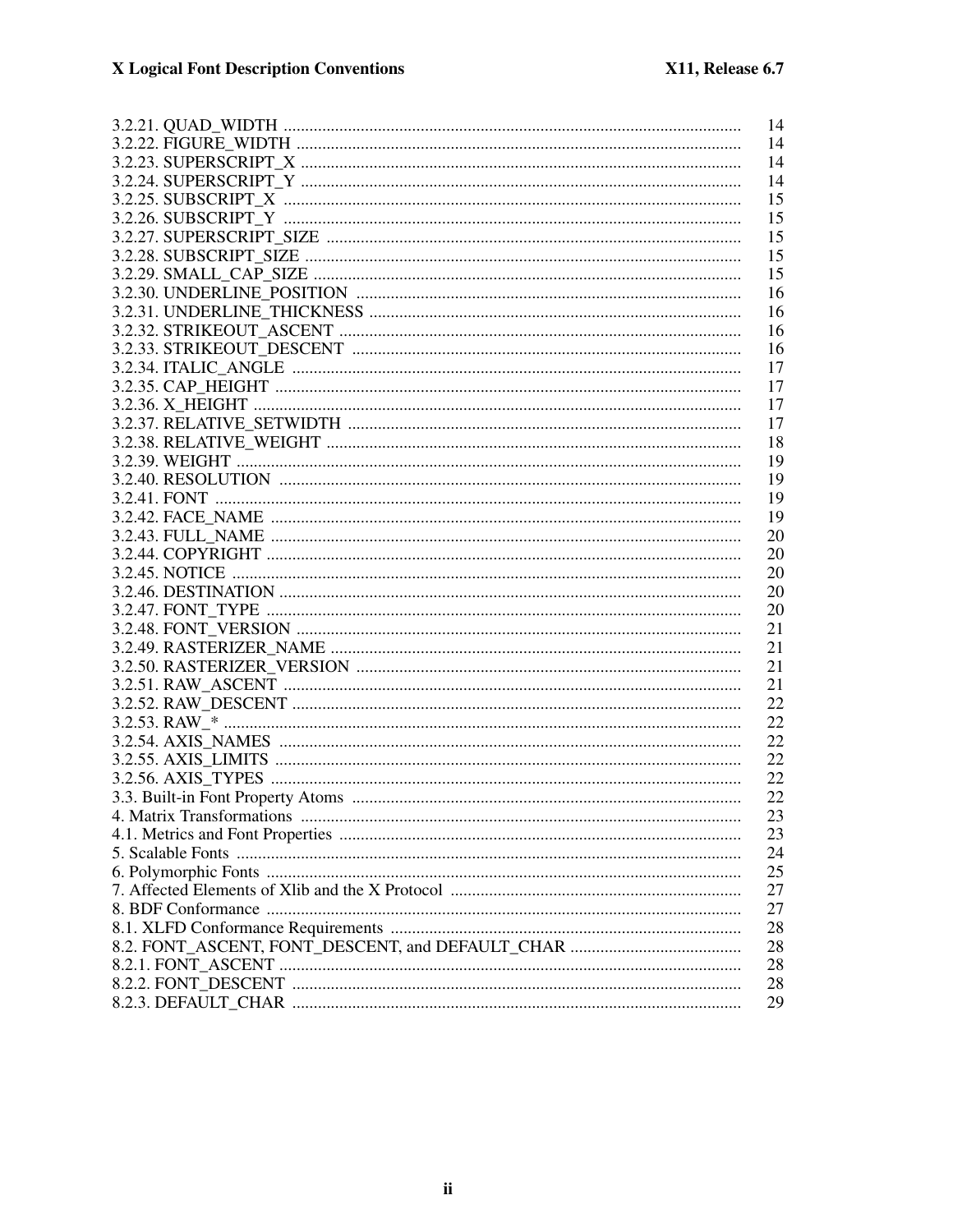| | |
|---|---|
| 3.2.21. QUAD_WIDTH | 14 |
| 3.2.22. FIGURE_WIDTH | 14 |
| 3.2.23. SUPERSCRIPT_X | 14 |
| 3.2.24. SUPERSCRIPT_Y | 14 |
| 3.2.25. SUBSCRIPT_X | 15 |
| 3.2.26. SUBSCRIPT_Y | 15 |
| 3.2.27. SUPERSCRIPT_SIZE | 15 |
| 3.2.28. SUBSCRIPT_SIZE | 15 |
| 3.2.29. SMALL_CAP_SIZE | 15 |
| 3.2.30. UNDERLINE_POSITION | 16 |
| 3.2.31. UNDERLINE_THICKNESS | 16 |
| 3.2.32. STRIKEOUT_ASCENT | 16 |
| 3.2.33. STRIKEOUT_DESCENT | 16 |
| 3.2.34. ITALIC_ANGLE | 17 |
| 3.2.35. CAP_HEIGHT | 17 |
| 3.2.36. X_HEIGHT | 17 |
| 3.2.37. RELATIVE_SETWIDTH | 17 |
| 3.2.38. RELATIVE_WEIGHT | 18 |
| 3.2.39. WEIGHT | 19 |
| 3.2.40. RESOLUTION | 19 |
| 3.2.41. FONT | 19 |
| 3.2.42. FACE_NAME | 19 |
| 3.2.43. FULL_NAME | 20 |
| 3.2.44. COPYRIGHT | 20 |
| 3.2.45. NOTICE | 20 |
| 3.2.46. DESTINATION | 20 |
| 3.2.47. FONT_TYPE | 20 |
| 3.2.48. FONT_VERSION | 21 |
| 3.2.49. RASTERIZER_NAME | 21 |
| 3.2.50. RASTERIZER_VERSION | 21 |
| 3.2.51. RAW_ASCENT | 21 |
| 3.2.52. RAW_DESCENT | 22 |
| 3.2.53. RAW_* | 22 |
| 3.2.54. AXIS_NAMES | 22 |
| 3.2.55. AXIS_LIMITS | 22 |
| 3.2.56. AXIS_TYPES | 22 |
| 3.3. Built-in Font Property Atoms | 22 |
| 4. Matrix Transformations | 23 |
| 4.1. Metrics and Font Properties | 23 |
| 5. Scalable Fonts | 24 |
| 6. Polymorphic Fonts | 25 |
| 7. Affected Elements of Xlib and the X Protocol | 27 |
| 8. BDF Conformance | 27 |
| 8.1. XLFD Conformance Requirements | 28 |
| 8.2. FONT_ASCENT, FONT_DESCENT, and DEFAULT_CHAR | 28 |
| 8.2.1. FONT_ASCENT | 28 |
| 8.2.2. FONT_DESCENT | 28 |
| 8.2.3. DEFAULT_CHAR | 29 |